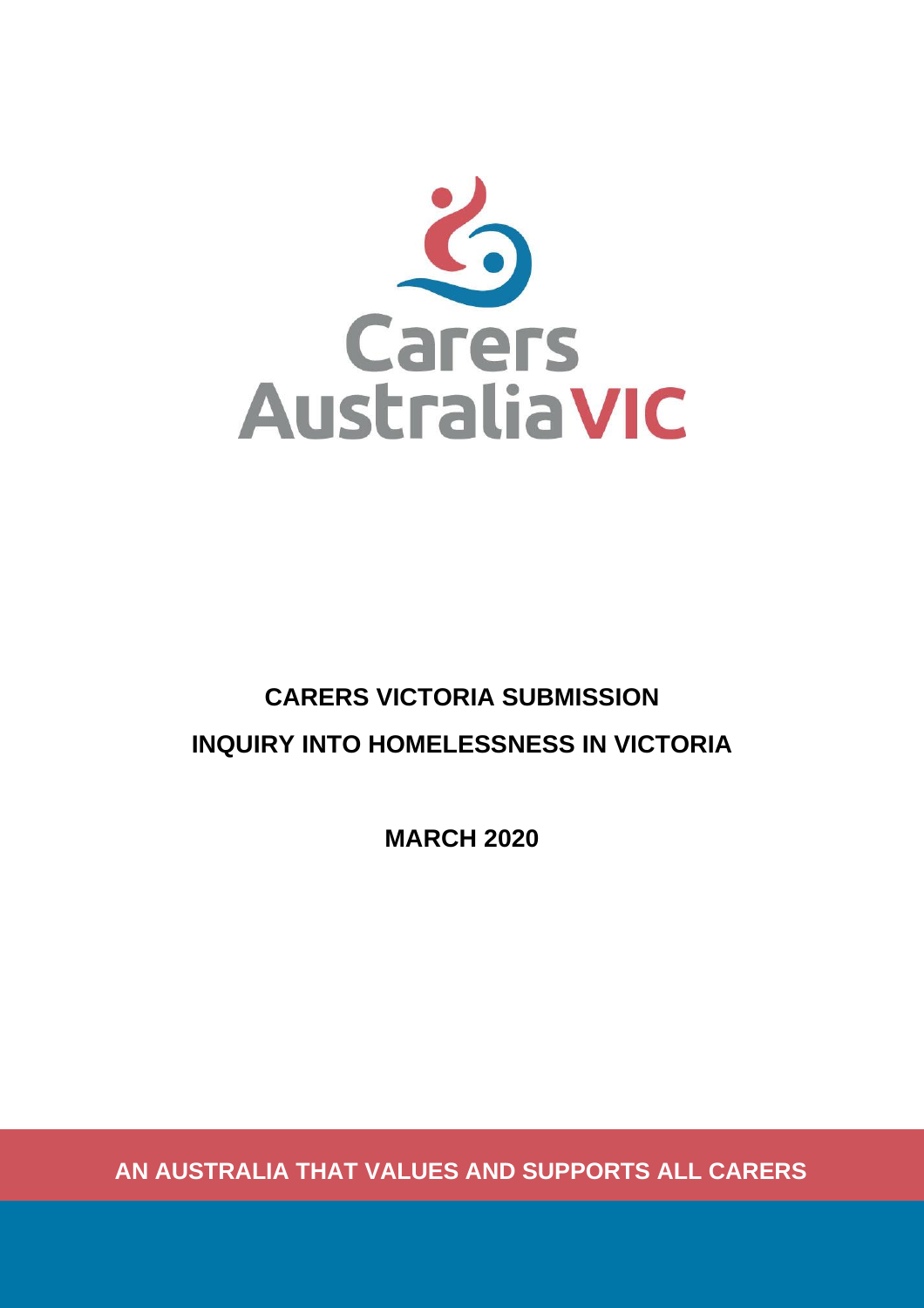Carers Australia VIC

# CARERS VICTORIA SUBMISSION

# INQUIRY INTO HOMELESSNESS IN VICTORIA

**MARCH 2020**

**AN AUSTRALIA THAT VALUES AND SUPPORTS ALL CARERS**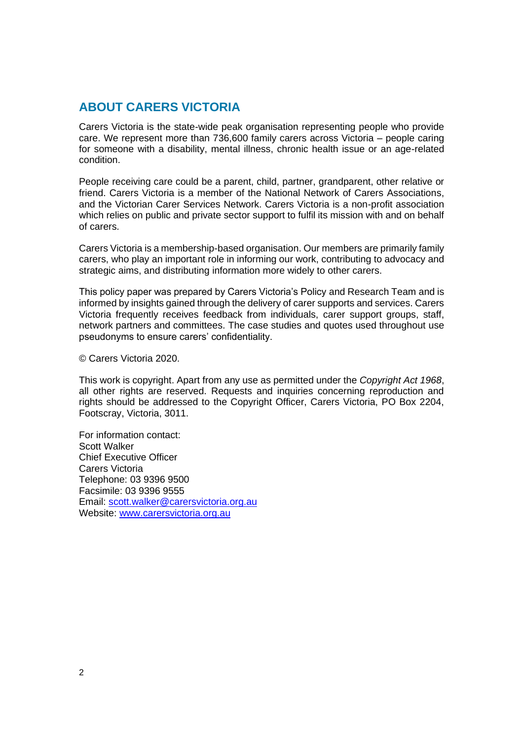## ABOUT CARERS VICTORIA

Carers Victoria is the state-wide peak organisation representing people who provide care. We represent more than 736,600 family carers across Victoria – people caring for someone with a disability, mental illness, chronic health issue or an age-related condition.

People receiving care could be a parent, child, partner, grandparent, other relative or friend. Carers Victoria is a member of the National Network of Carers Associations, and the Victorian Carer Services Network. Carers Victoria is a non-profit association which relies on public and private sector support to fulfil its mission with and on behalf of carers.

Carers Victoria is a membership-based organisation. Our members are primarily family carers, who play an important role in informing our work, contributing to advocacy and strategic aims, and distributing information more widely to other carers.

This policy paper was prepared by Carers Victoria's Policy and Research Team and is informed by insights gained through the delivery of carer supports and services. Carers Victoria frequently receives feedback from individuals, carer support groups, staff, network partners and committees. The case studies and quotes used throughout use pseudonyms to ensure carers' confidentiality.

© Carers Victoria 2020.

This work is copyright. Apart from any use as permitted under the *Copyright Act 1968*, all other rights are reserved. Requests and inquiries concerning reproduction and rights should be addressed to the Copyright Officer, Carers Victoria, PO Box 2204, Footscray, Victoria, 3011.

For information contact:
Scott Walker
Chief Executive Officer
Carers Victoria
Telephone: 03 9396 9500
Facsimile: 03 9396 9555
Email: scott.walker@carersvictoria.org.au
Website: www.carersvictoria.org.au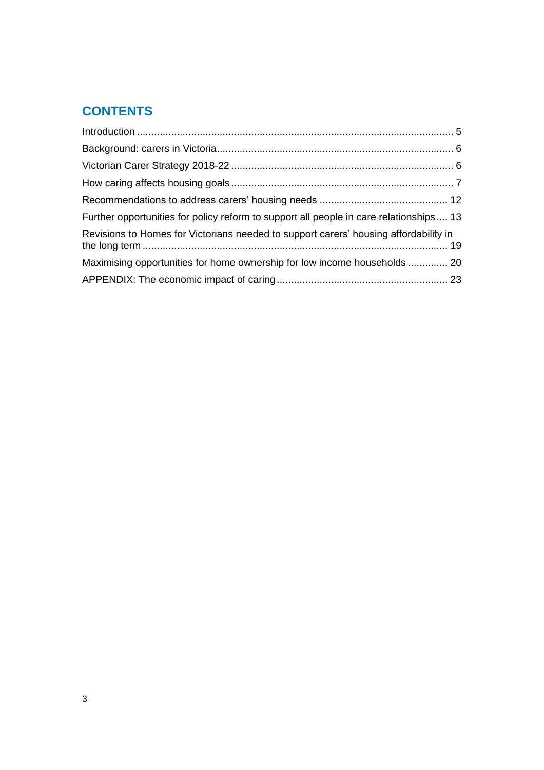## CONTENTS

Introduction ..... 5

Background: carers in Victoria..... 6

Victorian Carer Strategy 2018-22 ..... 6

How caring affects housing goals..... 7

Recommendations to address carers' housing needs ..... 12

Further opportunities for policy reform to support all people in care relationships..... 13

Revisions to Homes for Victorians needed to support carers' housing affordability in the long term ..... 19

Maximising opportunities for home ownership for low income households ..... 20

APPENDIX: The economic impact of caring..... 23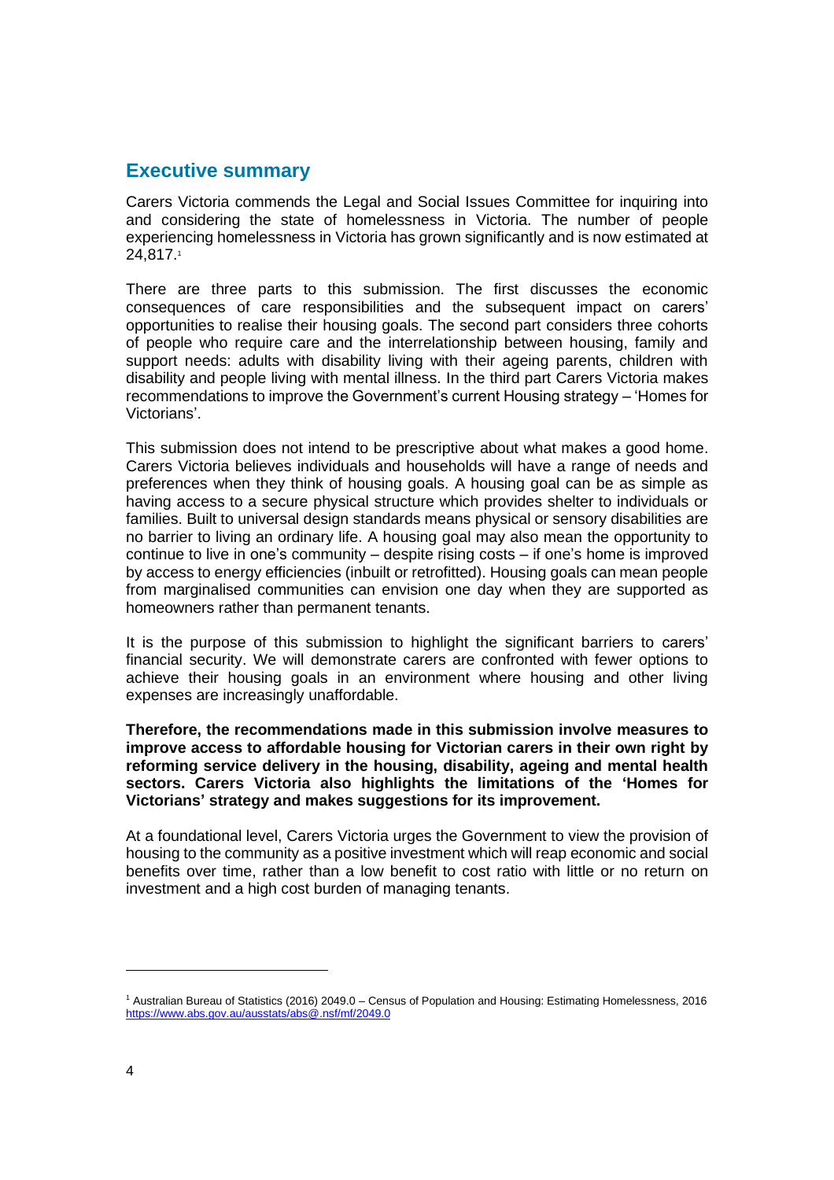## Executive summary

Carers Victoria commends the Legal and Social Issues Committee for inquiring into and considering the state of homelessness in Victoria. The number of people experiencing homelessness in Victoria has grown significantly and is now estimated at 24,817.[1]

There are three parts to this submission. The first discusses the economic consequences of care responsibilities and the subsequent impact on carers' opportunities to realise their housing goals. The second part considers three cohorts of people who require care and the interrelationship between housing, family and support needs: adults with disability living with their ageing parents, children with disability and people living with mental illness. In the third part Carers Victoria makes recommendations to improve the Government's current Housing strategy – 'Homes for Victorians'.

This submission does not intend to be prescriptive about what makes a good home. Carers Victoria believes individuals and households will have a range of needs and preferences when they think of housing goals. A housing goal can be as simple as having access to a secure physical structure which provides shelter to individuals or families. Built to universal design standards means physical or sensory disabilities are no barrier to living an ordinary life. A housing goal may also mean the opportunity to continue to live in one's community – despite rising costs – if one's home is improved by access to energy efficiencies (inbuilt or retrofitted). Housing goals can mean people from marginalised communities can envision one day when they are supported as homeowners rather than permanent tenants.

It is the purpose of this submission to highlight the significant barriers to carers' financial security. We will demonstrate carers are confronted with fewer options to achieve their housing goals in an environment where housing and other living expenses are increasingly unaffordable.

**Therefore, the recommendations made in this submission involve measures to improve access to affordable housing for Victorian carers in their own right by reforming service delivery in the housing, disability, ageing and mental health sectors. Carers Victoria also highlights the limitations of the 'Homes for Victorians' strategy and makes suggestions for its improvement.**

At a foundational level, Carers Victoria urges the Government to view the provision of housing to the community as a positive investment which will reap economic and social benefits over time, rather than a low benefit to cost ratio with little or no return on investment and a high cost burden of managing tenants.

---

[1] Australian Bureau of Statistics (2016) 2049.0 – Census of Population and Housing: Estimating Homelessness, 2016 https://www.abs.gov.au/ausstats/abs@.nsf/mf/2049.0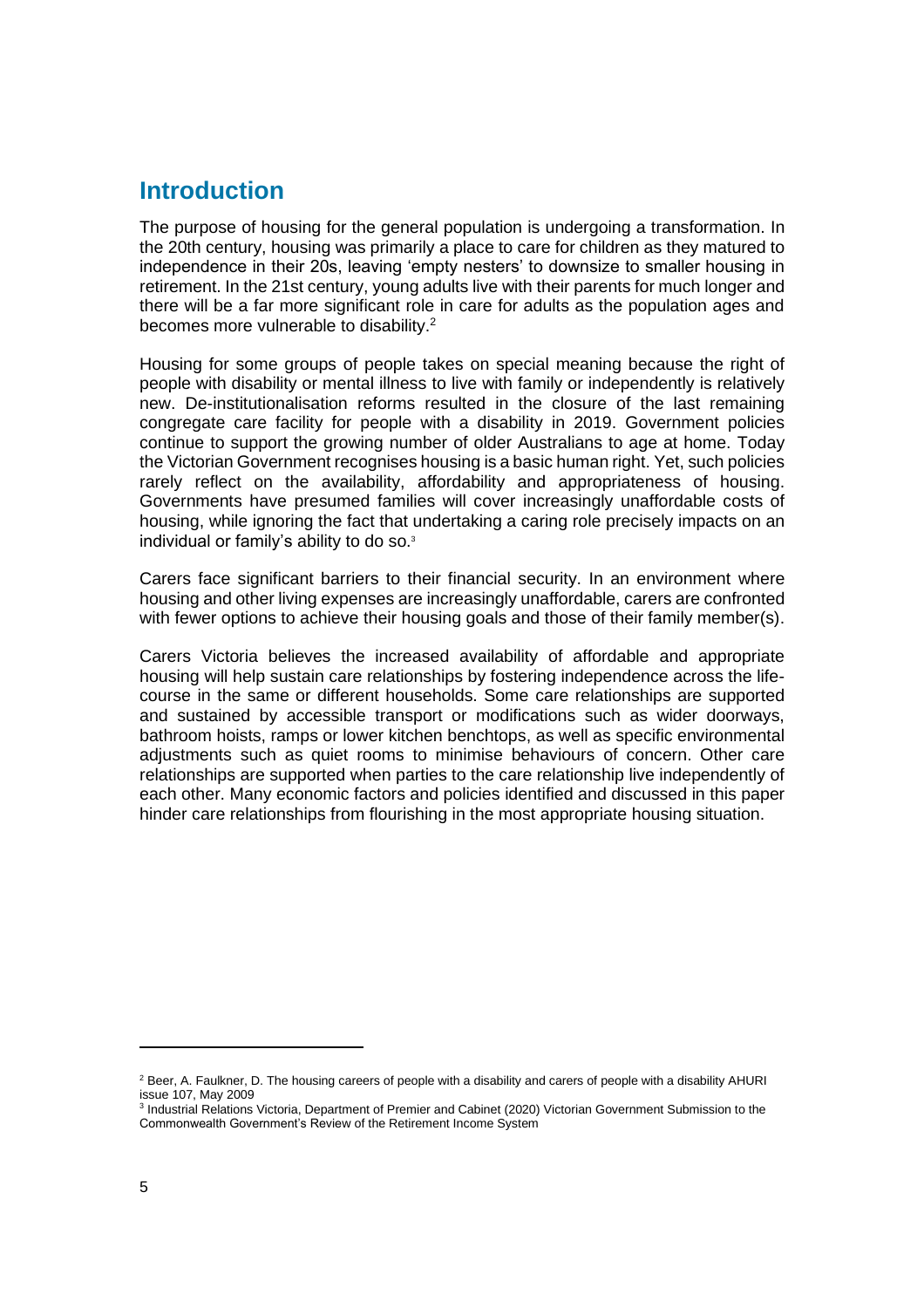## Introduction

The purpose of housing for the general population is undergoing a transformation. In the 20th century, housing was primarily a place to care for children as they matured to independence in their 20s, leaving 'empty nesters' to downsize to smaller housing in retirement. In the 21st century, young adults live with their parents for much longer and there will be a far more significant role in care for adults as the population ages and becomes more vulnerable to disability.[2]

Housing for some groups of people takes on special meaning because the right of people with disability or mental illness to live with family or independently is relatively new. De-institutionalisation reforms resulted in the closure of the last remaining congregate care facility for people with a disability in 2019. Government policies continue to support the growing number of older Australians to age at home. Today the Victorian Government recognises housing is a basic human right. Yet, such policies rarely reflect on the availability, affordability and appropriateness of housing. Governments have presumed families will cover increasingly unaffordable costs of housing, while ignoring the fact that undertaking a caring role precisely impacts on an individual or family's ability to do so.[3]

Carers face significant barriers to their financial security. In an environment where housing and other living expenses are increasingly unaffordable, carers are confronted with fewer options to achieve their housing goals and those of their family member(s).

Carers Victoria believes the increased availability of affordable and appropriate housing will help sustain care relationships by fostering independence across the life-course in the same or different households. Some care relationships are supported and sustained by accessible transport or modifications such as wider doorways, bathroom hoists, ramps or lower kitchen benchtops, as well as specific environmental adjustments such as quiet rooms to minimise behaviours of concern. Other care relationships are supported when parties to the care relationship live independently of each other. Many economic factors and policies identified and discussed in this paper hinder care relationships from flourishing in the most appropriate housing situation.

---

[2] Beer, A. Faulkner, D. The housing careers of people with a disability and carers of people with a disability AHURI issue 107, May 2009

[3] Industrial Relations Victoria, Department of Premier and Cabinet (2020) Victorian Government Submission to the Commonwealth Government's Review of the Retirement Income System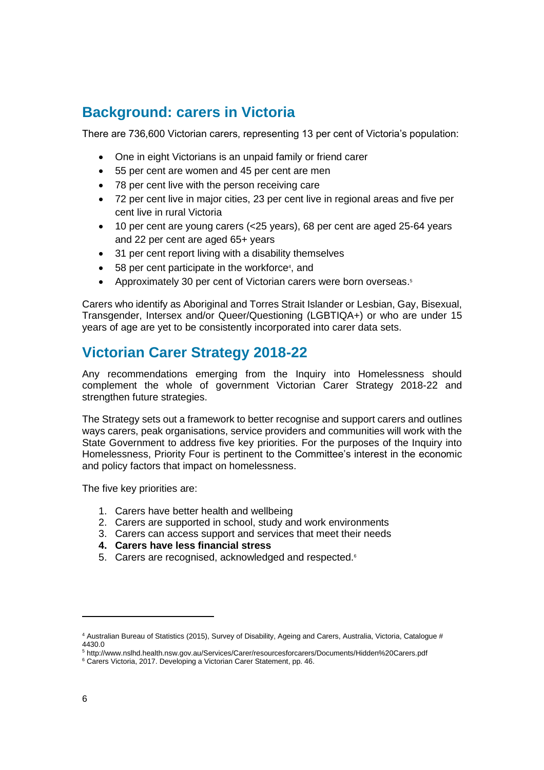## Background: carers in Victoria

There are 736,600 Victorian carers, representing 13 per cent of Victoria's population:

- One in eight Victorians is an unpaid family or friend carer
- 55 per cent are women and 45 per cent are men
- 78 per cent live with the person receiving care
- 72 per cent live in major cities, 23 per cent live in regional areas and five per cent live in rural Victoria
- 10 per cent are young carers (<25 years), 68 per cent are aged 25-64 years and 22 per cent are aged 65+ years
- 31 per cent report living with a disability themselves
- 58 per cent participate in the workforce[4], and
- Approximately 30 per cent of Victorian carers were born overseas.[5]

Carers who identify as Aboriginal and Torres Strait Islander or Lesbian, Gay, Bisexual, Transgender, Intersex and/or Queer/Questioning (LGBTIQA+) or who are under 15 years of age are yet to be consistently incorporated into carer data sets.

## Victorian Carer Strategy 2018-22

Any recommendations emerging from the Inquiry into Homelessness should complement the whole of government Victorian Carer Strategy 2018-22 and strengthen future strategies.

The Strategy sets out a framework to better recognise and support carers and outlines ways carers, peak organisations, service providers and communities will work with the State Government to address five key priorities. For the purposes of the Inquiry into Homelessness, Priority Four is pertinent to the Committee's interest in the economic and policy factors that impact on homelessness.

The five key priorities are:

1. Carers have better health and wellbeing
2. Carers are supported in school, study and work environments
3. Carers can access support and services that meet their needs
4. **Carers have less financial stress**
5. Carers are recognised, acknowledged and respected.[6]

---

[4] Australian Bureau of Statistics (2015), Survey of Disability, Ageing and Carers, Australia, Victoria, Catalogue # 4430.0

[5] http://www.nslhd.health.nsw.gov.au/Services/Carer/resourcesforcarers/Documents/Hidden%20Carers.pdf

[6] Carers Victoria, 2017. Developing a Victorian Carer Statement, pp. 46.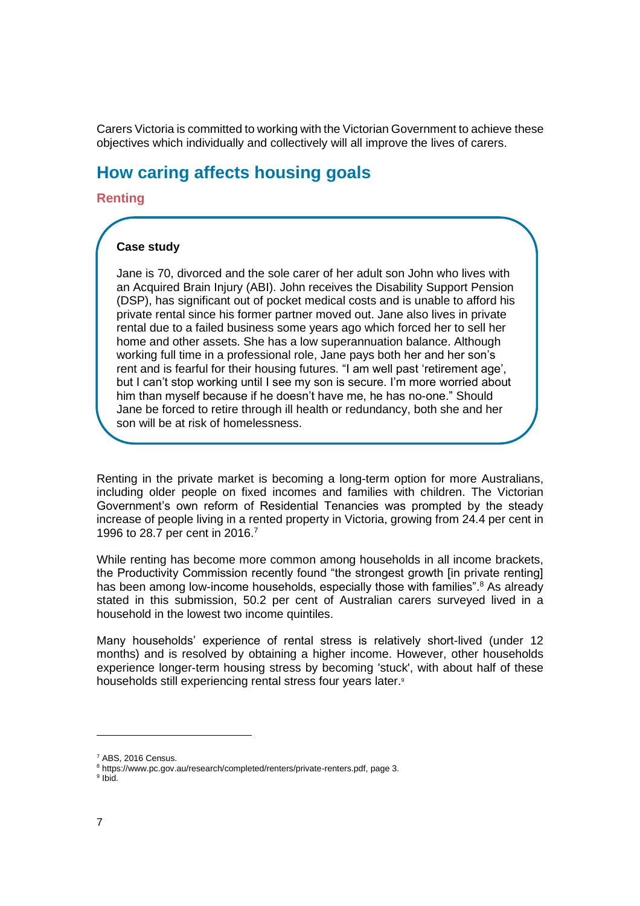Carers Victoria is committed to working with the Victorian Government to achieve these objectives which individually and collectively will all improve the lives of carers.

## How caring affects housing goals

### Renting

> **Case study**
>
> Jane is 70, divorced and the sole carer of her adult son John who lives with an Acquired Brain Injury (ABI). John receives the Disability Support Pension (DSP), has significant out of pocket medical costs and is unable to afford his private rental since his former partner moved out. Jane also lives in private rental due to a failed business some years ago which forced her to sell her home and other assets. She has a low superannuation balance. Although working full time in a professional role, Jane pays both her and her son's rent and is fearful for their housing futures. "I am well past 'retirement age', but I can't stop working until I see my son is secure. I'm more worried about him than myself because if he doesn't have me, he has no-one." Should Jane be forced to retire through ill health or redundancy, both she and her son will be at risk of homelessness.

Renting in the private market is becoming a long-term option for more Australians, including older people on fixed incomes and families with children. The Victorian Government's own reform of Residential Tenancies was prompted by the steady increase of people living in a rented property in Victoria, growing from 24.4 per cent in 1996 to 28.7 per cent in 2016.[7]

While renting has become more common among households in all income brackets, the Productivity Commission recently found "the strongest growth [in private renting] has been among low-income households, especially those with families".[8] As already stated in this submission, 50.2 per cent of Australian carers surveyed lived in a household in the lowest two income quintiles.

Many households' experience of rental stress is relatively short-lived (under 12 months) and is resolved by obtaining a higher income. However, other households experience longer-term housing stress by becoming 'stuck', with about half of these households still experiencing rental stress four years later.[9]

---

[7] ABS, 2016 Census.

[8] https://www.pc.gov.au/research/completed/renters/private-renters.pdf, page 3.

[9] Ibid.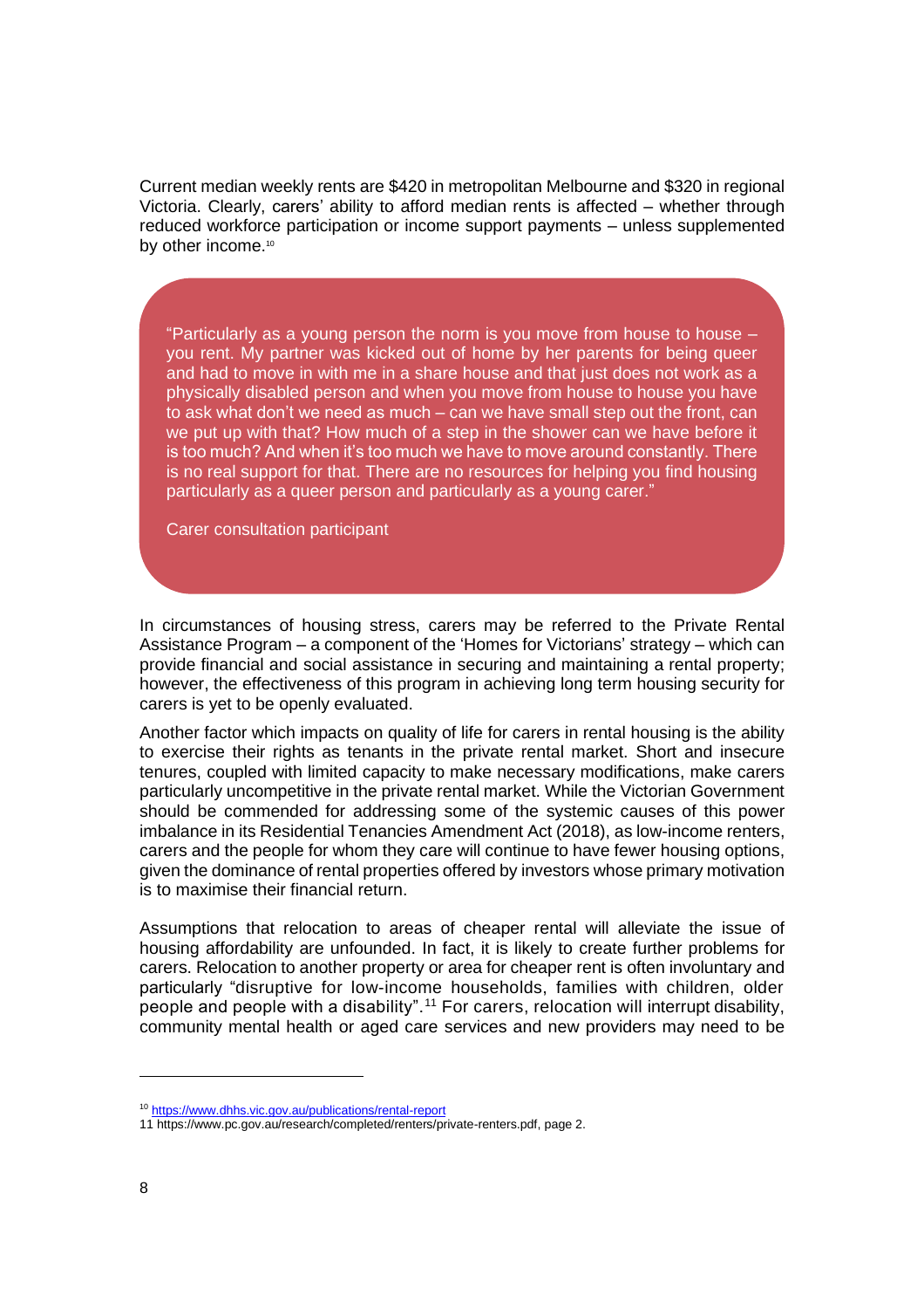Current median weekly rents are $420 in metropolitan Melbourne and $320 in regional Victoria. Clearly, carers' ability to afford median rents is affected – whether through reduced workforce participation or income support payments – unless supplemented by other income.[10]

> "Particularly as a young person the norm is you move from house to house – you rent. My partner was kicked out of home by her parents for being queer and had to move in with me in a share house and that just does not work as a physically disabled person and when you move from house to house you have to ask what don't we need as much – can we have small step out the front, can we put up with that? How much of a step in the shower can we have before it is too much? And when it's too much we have to move around constantly. There is no real support for that. There are no resources for helping you find housing particularly as a queer person and particularly as a young carer."
>
> Carer consultation participant

In circumstances of housing stress, carers may be referred to the Private Rental Assistance Program – a component of the 'Homes for Victorians' strategy – which can provide financial and social assistance in securing and maintaining a rental property; however, the effectiveness of this program in achieving long term housing security for carers is yet to be openly evaluated.

Another factor which impacts on quality of life for carers in rental housing is the ability to exercise their rights as tenants in the private rental market. Short and insecure tenures, coupled with limited capacity to make necessary modifications, make carers particularly uncompetitive in the private rental market. While the Victorian Government should be commended for addressing some of the systemic causes of this power imbalance in its Residential Tenancies Amendment Act (2018), as low-income renters, carers and the people for whom they care will continue to have fewer housing options, given the dominance of rental properties offered by investors whose primary motivation is to maximise their financial return.

Assumptions that relocation to areas of cheaper rental will alleviate the issue of housing affordability are unfounded. In fact, it is likely to create further problems for carers. Relocation to another property or area for cheaper rent is often involuntary and particularly "disruptive for low-income households, families with children, older people and people with a disability".[11] For carers, relocation will interrupt disability, community mental health or aged care services and new providers may need to be

---

[10] https://www.dhhs.vic.gov.au/publications/rental-report

[11] https://www.pc.gov.au/research/completed/renters/private-renters.pdf, page 2.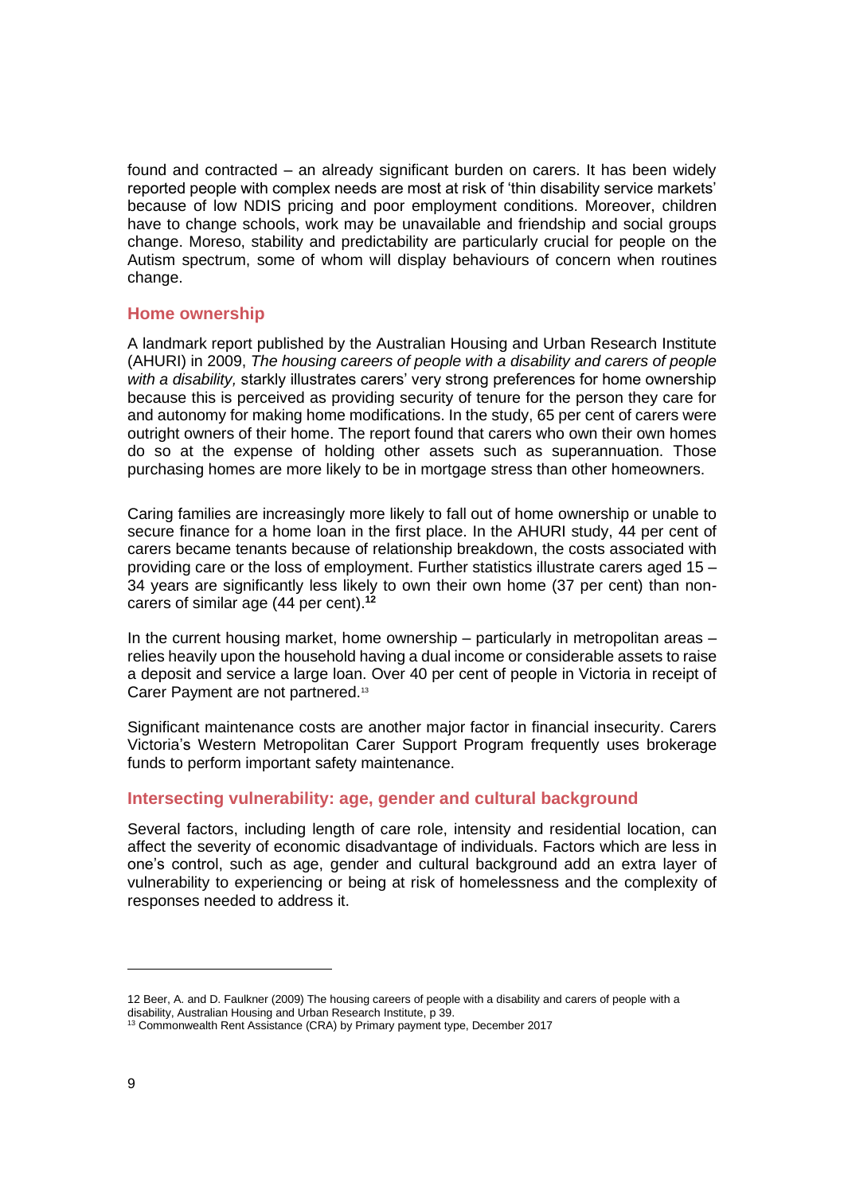found and contracted – an already significant burden on carers. It has been widely reported people with complex needs are most at risk of 'thin disability service markets' because of low NDIS pricing and poor employment conditions. Moreover, children have to change schools, work may be unavailable and friendship and social groups change. Moreso, stability and predictability are particularly crucial for people on the Autism spectrum, some of whom will display behaviours of concern when routines change.

## Home ownership

A landmark report published by the Australian Housing and Urban Research Institute (AHURI) in 2009, *The housing careers of people with a disability and carers of people with a disability,* starkly illustrates carers' very strong preferences for home ownership because this is perceived as providing security of tenure for the person they care for and autonomy for making home modifications. In the study, 65 per cent of carers were outright owners of their home. The report found that carers who own their own homes do so at the expense of holding other assets such as superannuation. Those purchasing homes are more likely to be in mortgage stress than other homeowners.

Caring families are increasingly more likely to fall out of home ownership or unable to secure finance for a home loan in the first place. In the AHURI study, 44 per cent of carers became tenants because of relationship breakdown, the costs associated with providing care or the loss of employment. Further statistics illustrate carers aged 15 – 34 years are significantly less likely to own their own home (37 per cent) than non-carers of similar age (44 per cent).[12]

In the current housing market, home ownership – particularly in metropolitan areas – relies heavily upon the household having a dual income or considerable assets to raise a deposit and service a large loan. Over 40 per cent of people in Victoria in receipt of Carer Payment are not partnered.[13]

Significant maintenance costs are another major factor in financial insecurity. Carers Victoria's Western Metropolitan Carer Support Program frequently uses brokerage funds to perform important safety maintenance.

## Intersecting vulnerability: age, gender and cultural background

Several factors, including length of care role, intensity and residential location, can affect the severity of economic disadvantage of individuals. Factors which are less in one's control, such as age, gender and cultural background add an extra layer of vulnerability to experiencing or being at risk of homelessness and the complexity of responses needed to address it.

---

12 Beer, A. and D. Faulkner (2009) The housing careers of people with a disability and carers of people with a disability, Australian Housing and Urban Research Institute, p 39.

13 Commonwealth Rent Assistance (CRA) by Primary payment type, December 2017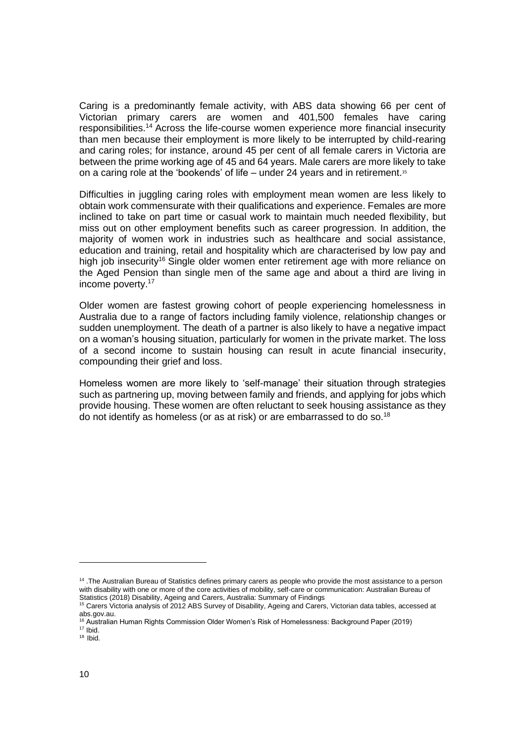Caring is a predominantly female activity, with ABS data showing 66 per cent of Victorian primary carers are women and 401,500 females have caring responsibilities.[14] Across the life-course women experience more financial insecurity than men because their employment is more likely to be interrupted by child-rearing and caring roles; for instance, around 45 per cent of all female carers in Victoria are between the prime working age of 45 and 64 years. Male carers are more likely to take on a caring role at the 'bookends' of life – under 24 years and in retirement.[15]

Difficulties in juggling caring roles with employment mean women are less likely to obtain work commensurate with their qualifications and experience. Females are more inclined to take on part time or casual work to maintain much needed flexibility, but miss out on other employment benefits such as career progression. In addition, the majority of women work in industries such as healthcare and social assistance, education and training, retail and hospitality which are characterised by low pay and high job insecurity[16] Single older women enter retirement age with more reliance on the Aged Pension than single men of the same age and about a third are living in income poverty.[17]

Older women are fastest growing cohort of people experiencing homelessness in Australia due to a range of factors including family violence, relationship changes or sudden unemployment. The death of a partner is also likely to have a negative impact on a woman's housing situation, particularly for women in the private market. The loss of a second income to sustain housing can result in acute financial insecurity, compounding their grief and loss.

Homeless women are more likely to 'self-manage' their situation through strategies such as partnering up, moving between family and friends, and applying for jobs which provide housing. These women are often reluctant to seek housing assistance as they do not identify as homeless (or as at risk) or are embarrassed to do so.[18]

---

[14] .The Australian Bureau of Statistics defines primary carers as people who provide the most assistance to a person with disability with one or more of the core activities of mobility, self-care or communication: Australian Bureau of Statistics (2018) Disability, Ageing and Carers, Australia: Summary of Findings

[15] Carers Victoria analysis of 2012 ABS Survey of Disability, Ageing and Carers, Victorian data tables, accessed at abs.gov.au.

[16] Australian Human Rights Commission Older Women's Risk of Homelessness: Background Paper (2019)

[17] Ibid.

[18] Ibid.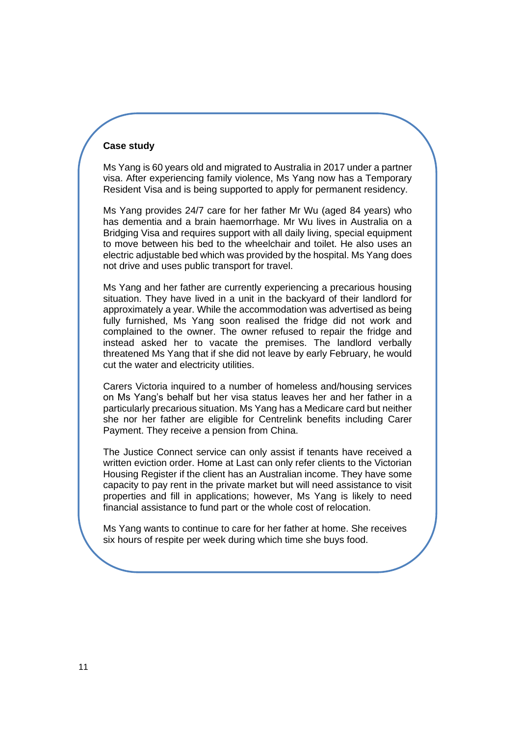**Case study**

Ms Yang is 60 years old and migrated to Australia in 2017 under a partner visa. After experiencing family violence, Ms Yang now has a Temporary Resident Visa and is being supported to apply for permanent residency.

Ms Yang provides 24/7 care for her father Mr Wu (aged 84 years) who has dementia and a brain haemorrhage. Mr Wu lives in Australia on a Bridging Visa and requires support with all daily living, special equipment to move between his bed to the wheelchair and toilet. He also uses an electric adjustable bed which was provided by the hospital. Ms Yang does not drive and uses public transport for travel.

Ms Yang and her father are currently experiencing a precarious housing situation. They have lived in a unit in the backyard of their landlord for approximately a year. While the accommodation was advertised as being fully furnished, Ms Yang soon realised the fridge did not work and complained to the owner. The owner refused to repair the fridge and instead asked her to vacate the premises. The landlord verbally threatened Ms Yang that if she did not leave by early February, he would cut the water and electricity utilities.

Carers Victoria inquired to a number of homeless and/housing services on Ms Yang's behalf but her visa status leaves her and her father in a particularly precarious situation. Ms Yang has a Medicare card but neither she nor her father are eligible for Centrelink benefits including Carer Payment. They receive a pension from China.

The Justice Connect service can only assist if tenants have received a written eviction order. Home at Last can only refer clients to the Victorian Housing Register if the client has an Australian income. They have some capacity to pay rent in the private market but will need assistance to visit properties and fill in applications; however, Ms Yang is likely to need financial assistance to fund part or the whole cost of relocation.

Ms Yang wants to continue to care for her father at home. She receives six hours of respite per week during which time she buys food.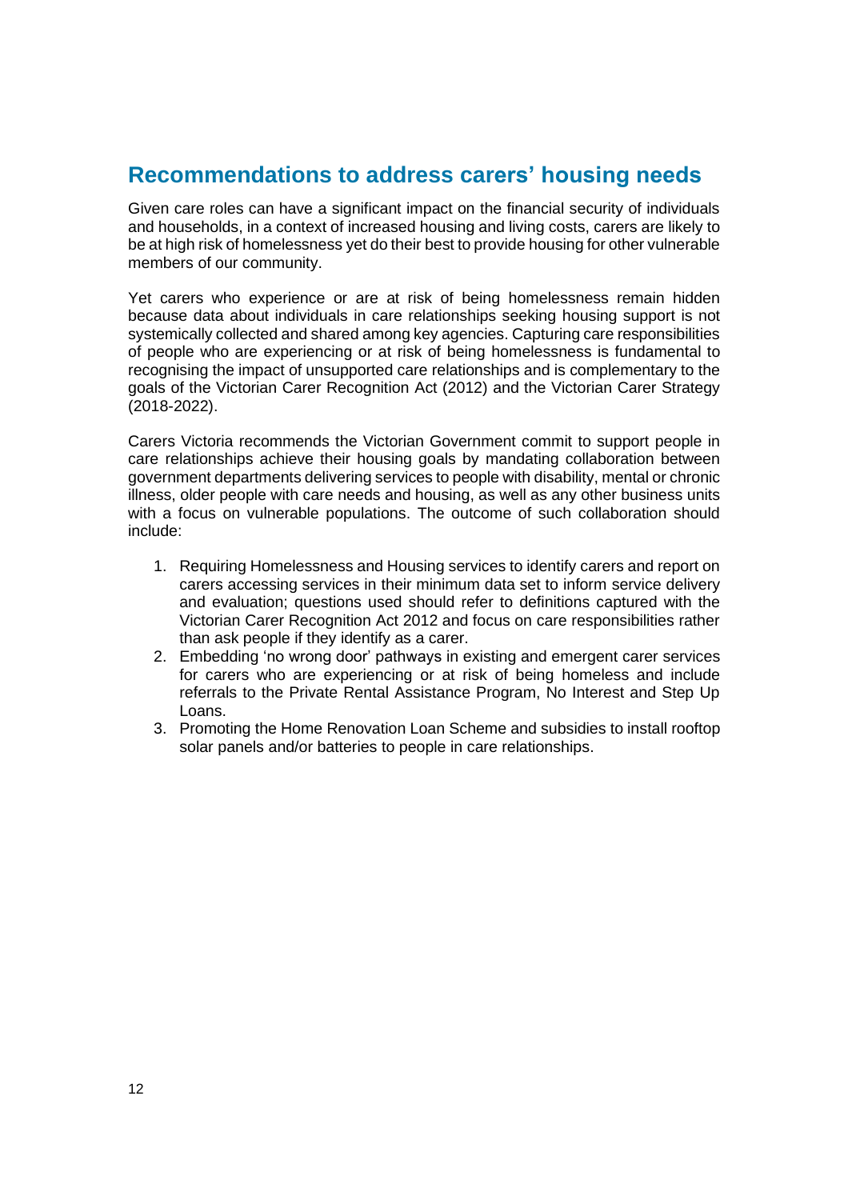## Recommendations to address carers' housing needs

Given care roles can have a significant impact on the financial security of individuals and households, in a context of increased housing and living costs, carers are likely to be at high risk of homelessness yet do their best to provide housing for other vulnerable members of our community.

Yet carers who experience or are at risk of being homelessness remain hidden because data about individuals in care relationships seeking housing support is not systemically collected and shared among key agencies. Capturing care responsibilities of people who are experiencing or at risk of being homelessness is fundamental to recognising the impact of unsupported care relationships and is complementary to the goals of the Victorian Carer Recognition Act (2012) and the Victorian Carer Strategy (2018-2022).

Carers Victoria recommends the Victorian Government commit to support people in care relationships achieve their housing goals by mandating collaboration between government departments delivering services to people with disability, mental or chronic illness, older people with care needs and housing, as well as any other business units with a focus on vulnerable populations. The outcome of such collaboration should include:

1. Requiring Homelessness and Housing services to identify carers and report on carers accessing services in their minimum data set to inform service delivery and evaluation; questions used should refer to definitions captured with the Victorian Carer Recognition Act 2012 and focus on care responsibilities rather than ask people if they identify as a carer.
2. Embedding 'no wrong door' pathways in existing and emergent carer services for carers who are experiencing or at risk of being homeless and include referrals to the Private Rental Assistance Program, No Interest and Step Up Loans.
3. Promoting the Home Renovation Loan Scheme and subsidies to install rooftop solar panels and/or batteries to people in care relationships.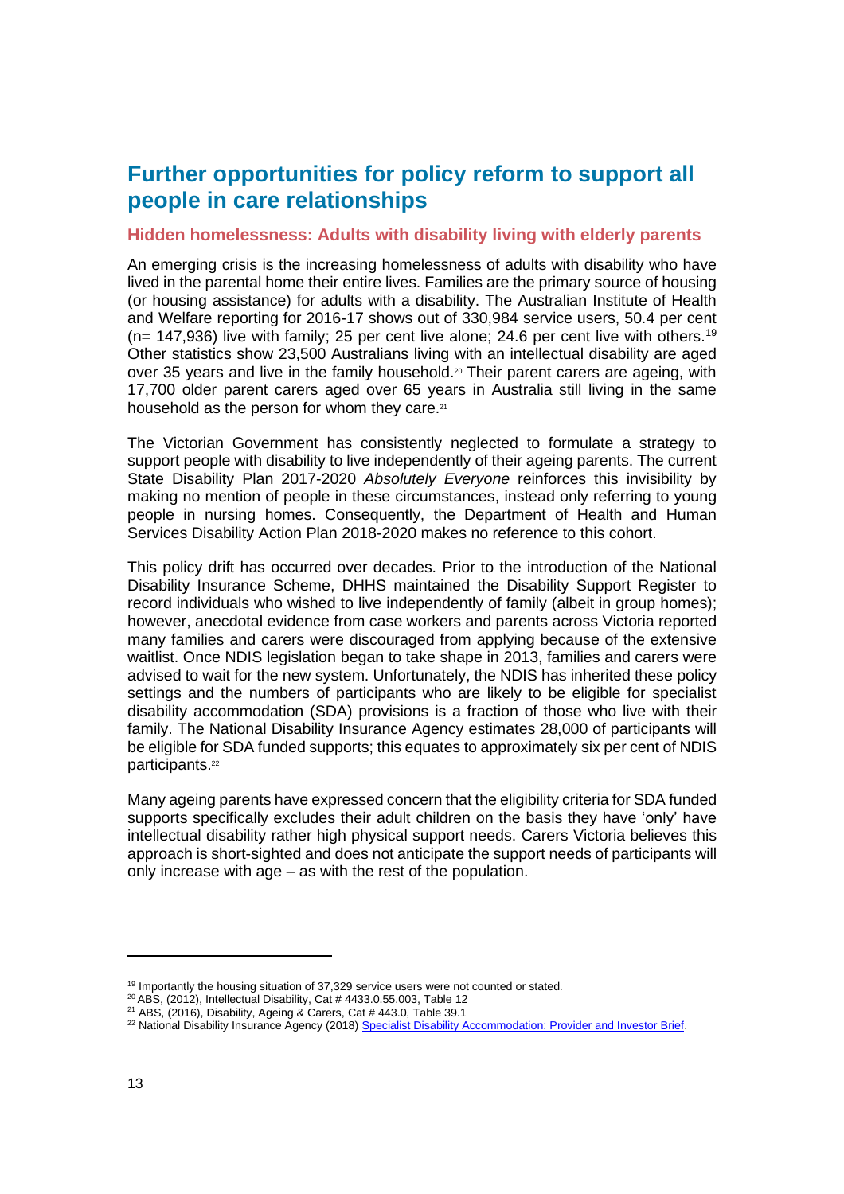## Further opportunities for policy reform to support all people in care relationships

### Hidden homelessness: Adults with disability living with elderly parents

An emerging crisis is the increasing homelessness of adults with disability who have lived in the parental home their entire lives. Families are the primary source of housing (or housing assistance) for adults with a disability. The Australian Institute of Health and Welfare reporting for 2016-17 shows out of 330,984 service users, 50.4 per cent (n= 147,936) live with family; 25 per cent live alone; 24.6 per cent live with others.[19] Other statistics show 23,500 Australians living with an intellectual disability are aged over 35 years and live in the family household.[20] Their parent carers are ageing, with 17,700 older parent carers aged over 65 years in Australia still living in the same household as the person for whom they care.[21]

The Victorian Government has consistently neglected to formulate a strategy to support people with disability to live independently of their ageing parents. The current State Disability Plan 2017-2020 *Absolutely Everyone* reinforces this invisibility by making no mention of people in these circumstances, instead only referring to young people in nursing homes. Consequently, the Department of Health and Human Services Disability Action Plan 2018-2020 makes no reference to this cohort.

This policy drift has occurred over decades. Prior to the introduction of the National Disability Insurance Scheme, DHHS maintained the Disability Support Register to record individuals who wished to live independently of family (albeit in group homes); however, anecdotal evidence from case workers and parents across Victoria reported many families and carers were discouraged from applying because of the extensive waitlist. Once NDIS legislation began to take shape in 2013, families and carers were advised to wait for the new system. Unfortunately, the NDIS has inherited these policy settings and the numbers of participants who are likely to be eligible for specialist disability accommodation (SDA) provisions is a fraction of those who live with their family. The National Disability Insurance Agency estimates 28,000 of participants will be eligible for SDA funded supports; this equates to approximately six per cent of NDIS participants.[22]

Many ageing parents have expressed concern that the eligibility criteria for SDA funded supports specifically excludes their adult children on the basis they have 'only' have intellectual disability rather high physical support needs. Carers Victoria believes this approach is short-sighted and does not anticipate the support needs of participants will only increase with age – as with the rest of the population.

---

[19] Importantly the housing situation of 37,329 service users were not counted or stated.

[20] ABS, (2012), Intellectual Disability, Cat # 4433.0.55.003, Table 12

[21] ABS, (2016), Disability, Ageing & Carers, Cat # 443.0, Table 39.1

[22] National Disability Insurance Agency (2018) Specialist Disability Accommodation: Provider and Investor Brief.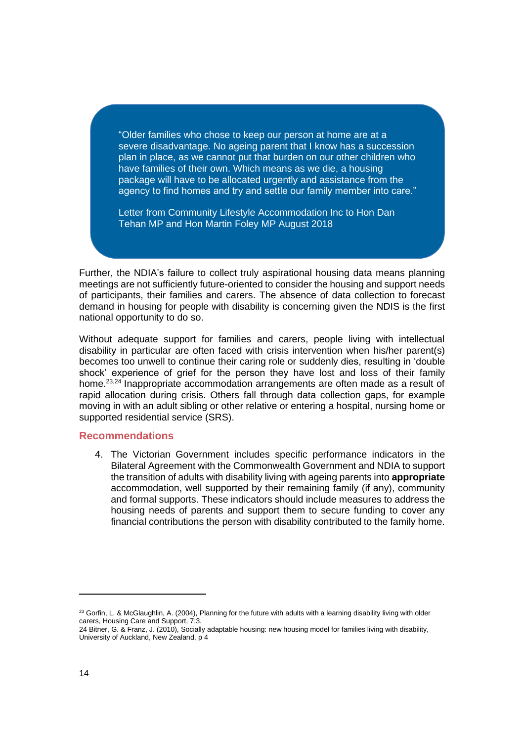> "Older families who chose to keep our person at home are at a severe disadvantage. No ageing parent that I know has a succession plan in place, as we cannot put that burden on our other children who have families of their own. Which means as we die, a housing package will have to be allocated urgently and assistance from the agency to find homes and try and settle our family member into care."
>
> Letter from Community Lifestyle Accommodation Inc to Hon Dan Tehan MP and Hon Martin Foley MP August 2018

Further, the NDIA's failure to collect truly aspirational housing data means planning meetings are not sufficiently future-oriented to consider the housing and support needs of participants, their families and carers. The absence of data collection to forecast demand in housing for people with disability is concerning given the NDIS is the first national opportunity to do so.

Without adequate support for families and carers, people living with intellectual disability in particular are often faced with crisis intervention when his/her parent(s) becomes too unwell to continue their caring role or suddenly dies, resulting in 'double shock' experience of grief for the person they have lost and loss of their family home.[23,24] Inappropriate accommodation arrangements are often made as a result of rapid allocation during crisis. Others fall through data collection gaps, for example moving in with an adult sibling or other relative or entering a hospital, nursing home or supported residential service (SRS).

### Recommendations

4. The Victorian Government includes specific performance indicators in the Bilateral Agreement with the Commonwealth Government and NDIA to support the transition of adults with disability living with ageing parents into **appropriate** accommodation, well supported by their remaining family (if any), community and formal supports. These indicators should include measures to address the housing needs of parents and support them to secure funding to cover any financial contributions the person with disability contributed to the family home.

---

[23] Gorfin, L. & McGlaughlin, A. (2004), Planning for the future with adults with a learning disability living with older carers, Housing Care and Support, 7:3.

24 Bitner, G. & Franz, J. (2010), Socially adaptable housing: new housing model for families living with disability, University of Auckland, New Zealand, p 4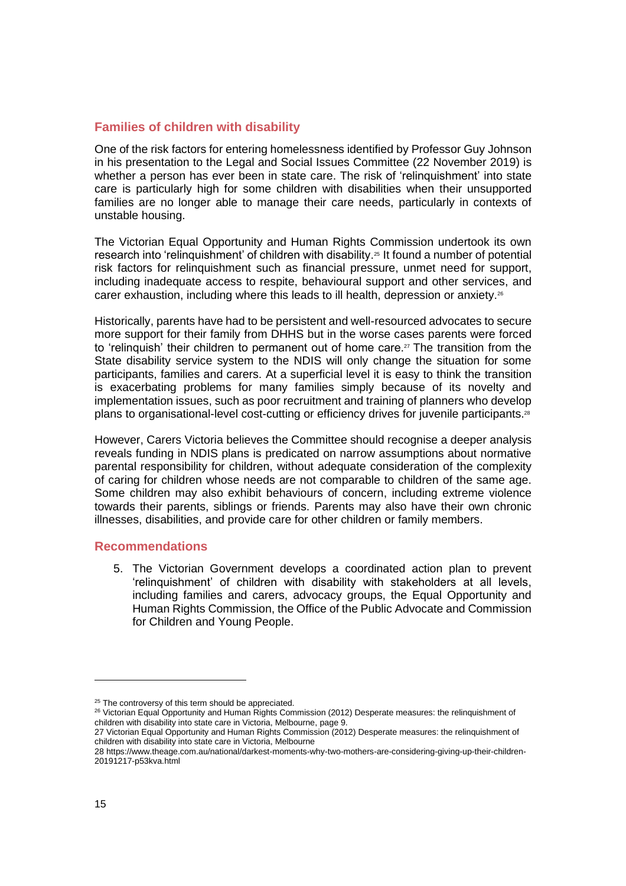## Families of children with disability

One of the risk factors for entering homelessness identified by Professor Guy Johnson in his presentation to the Legal and Social Issues Committee (22 November 2019) is whether a person has ever been in state care. The risk of 'relinquishment' into state care is particularly high for some children with disabilities when their unsupported families are no longer able to manage their care needs, particularly in contexts of unstable housing.

The Victorian Equal Opportunity and Human Rights Commission undertook its own research into 'relinquishment' of children with disability.[25] It found a number of potential risk factors for relinquishment such as financial pressure, unmet need for support, including inadequate access to respite, behavioural support and other services, and carer exhaustion, including where this leads to ill health, depression or anxiety.[26]

Historically, parents have had to be persistent and well-resourced advocates to secure more support for their family from DHHS but in the worse cases parents were forced to 'relinquish' their children to permanent out of home care.[27] The transition from the State disability service system to the NDIS will only change the situation for some participants, families and carers. At a superficial level it is easy to think the transition is exacerbating problems for many families simply because of its novelty and implementation issues, such as poor recruitment and training of planners who develop plans to organisational-level cost-cutting or efficiency drives for juvenile participants.[28]

However, Carers Victoria believes the Committee should recognise a deeper analysis reveals funding in NDIS plans is predicated on narrow assumptions about normative parental responsibility for children, without adequate consideration of the complexity of caring for children whose needs are not comparable to children of the same age. Some children may also exhibit behaviours of concern, including extreme violence towards their parents, siblings or friends. Parents may also have their own chronic illnesses, disabilities, and provide care for other children or family members.

### Recommendations

5. The Victorian Government develops a coordinated action plan to prevent 'relinquishment' of children with disability with stakeholders at all levels, including families and carers, advocacy groups, the Equal Opportunity and Human Rights Commission, the Office of the Public Advocate and Commission for Children and Young People.

---

[25] The controversy of this term should be appreciated.

[26] Victorian Equal Opportunity and Human Rights Commission (2012) Desperate measures: the relinquishment of children with disability into state care in Victoria, Melbourne, page 9.

27 Victorian Equal Opportunity and Human Rights Commission (2012) Desperate measures: the relinquishment of children with disability into state care in Victoria, Melbourne

28 https://www.theage.com.au/national/darkest-moments-why-two-mothers-are-considering-giving-up-their-children-20191217-p53kva.html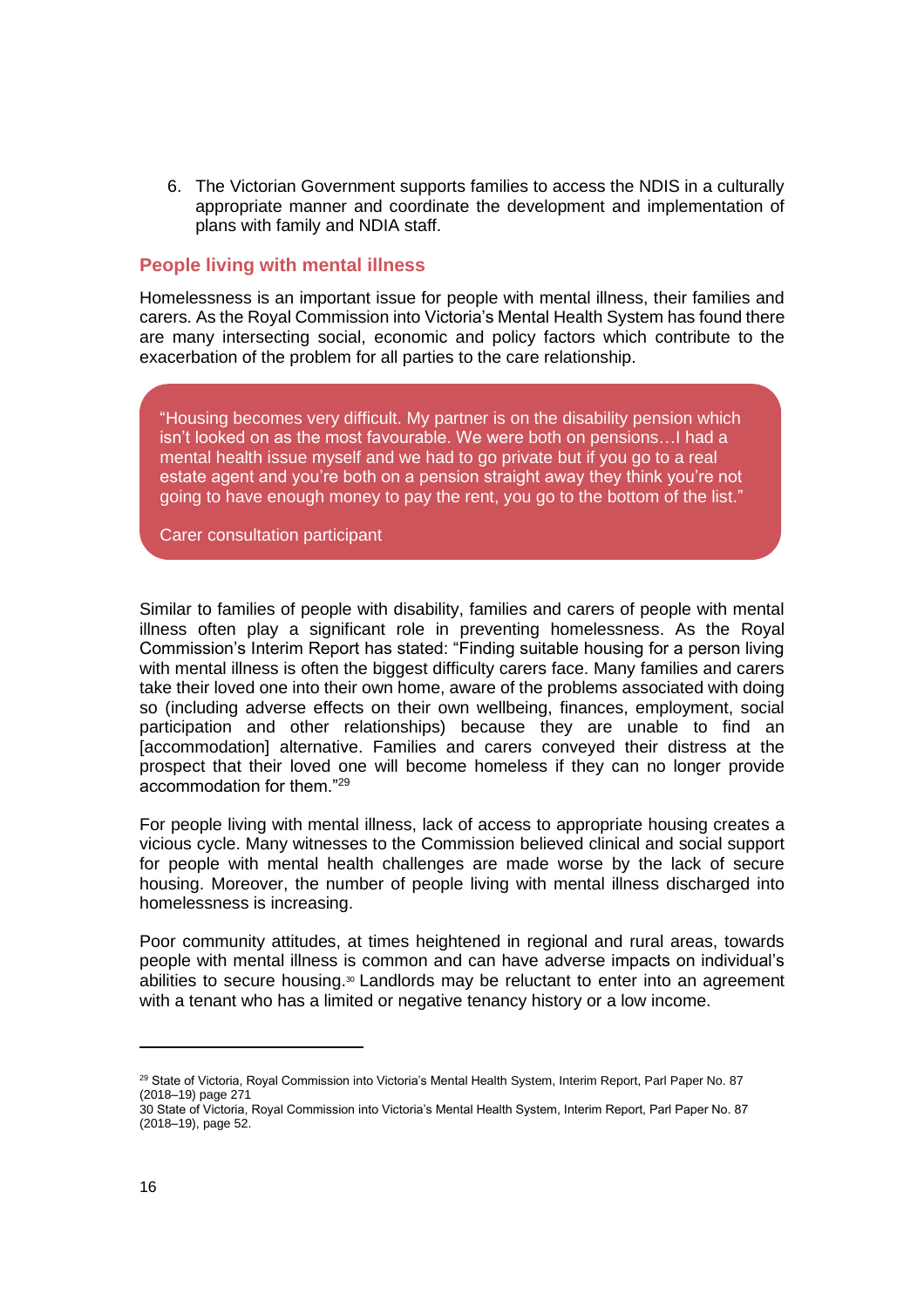6. The Victorian Government supports families to access the NDIS in a culturally appropriate manner and coordinate the development and implementation of plans with family and NDIA staff.

## People living with mental illness

Homelessness is an important issue for people with mental illness, their families and carers. As the Royal Commission into Victoria's Mental Health System has found there are many intersecting social, economic and policy factors which contribute to the exacerbation of the problem for all parties to the care relationship.

> "Housing becomes very difficult. My partner is on the disability pension which isn't looked on as the most favourable. We were both on pensions…I had a mental health issue myself and we had to go private but if you go to a real estate agent and you're both on a pension straight away they think you're not going to have enough money to pay the rent, you go to the bottom of the list."
>
> Carer consultation participant

Similar to families of people with disability, families and carers of people with mental illness often play a significant role in preventing homelessness. As the Royal Commission's Interim Report has stated: "Finding suitable housing for a person living with mental illness is often the biggest difficulty carers face. Many families and carers take their loved one into their own home, aware of the problems associated with doing so (including adverse effects on their own wellbeing, finances, employment, social participation and other relationships) because they are unable to find an [accommodation] alternative. Families and carers conveyed their distress at the prospect that their loved one will become homeless if they can no longer provide accommodation for them."[29]

For people living with mental illness, lack of access to appropriate housing creates a vicious cycle. Many witnesses to the Commission believed clinical and social support for people with mental health challenges are made worse by the lack of secure housing. Moreover, the number of people living with mental illness discharged into homelessness is increasing.

Poor community attitudes, at times heightened in regional and rural areas, towards people with mental illness is common and can have adverse impacts on individual's abilities to secure housing.[30] Landlords may be reluctant to enter into an agreement with a tenant who has a limited or negative tenancy history or a low income.

---

[29] State of Victoria, Royal Commission into Victoria's Mental Health System, Interim Report, Parl Paper No. 87 (2018–19) page 271

30 State of Victoria, Royal Commission into Victoria's Mental Health System, Interim Report, Parl Paper No. 87 (2018–19), page 52.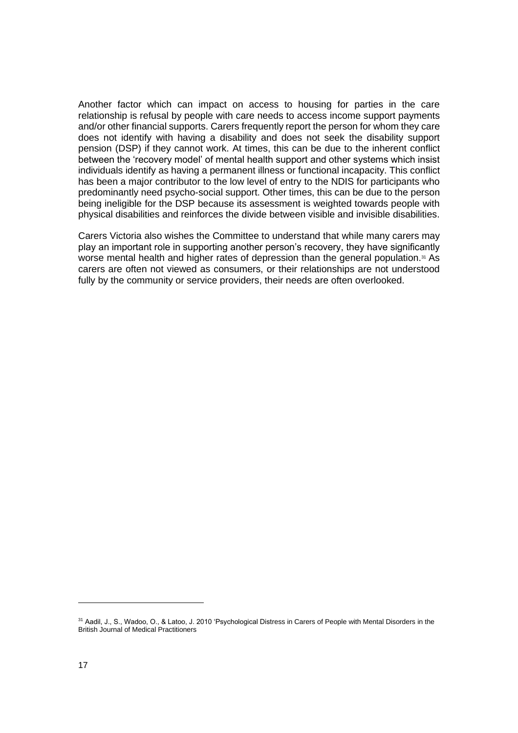Another factor which can impact on access to housing for parties in the care relationship is refusal by people with care needs to access income support payments and/or other financial supports. Carers frequently report the person for whom they care does not identify with having a disability and does not seek the disability support pension (DSP) if they cannot work. At times, this can be due to the inherent conflict between the 'recovery model' of mental health support and other systems which insist individuals identify as having a permanent illness or functional incapacity. This conflict has been a major contributor to the low level of entry to the NDIS for participants who predominantly need psycho-social support. Other times, this can be due to the person being ineligible for the DSP because its assessment is weighted towards people with physical disabilities and reinforces the divide between visible and invisible disabilities.

Carers Victoria also wishes the Committee to understand that while many carers may play an important role in supporting another person's recovery, they have significantly worse mental health and higher rates of depression than the general population.[31] As carers are often not viewed as consumers, or their relationships are not understood fully by the community or service providers, their needs are often overlooked.

[31] Aadil, J., S., Wadoo, O., & Latoo, J. 2010 'Psychological Distress in Carers of People with Mental Disorders in the British Journal of Medical Practitioners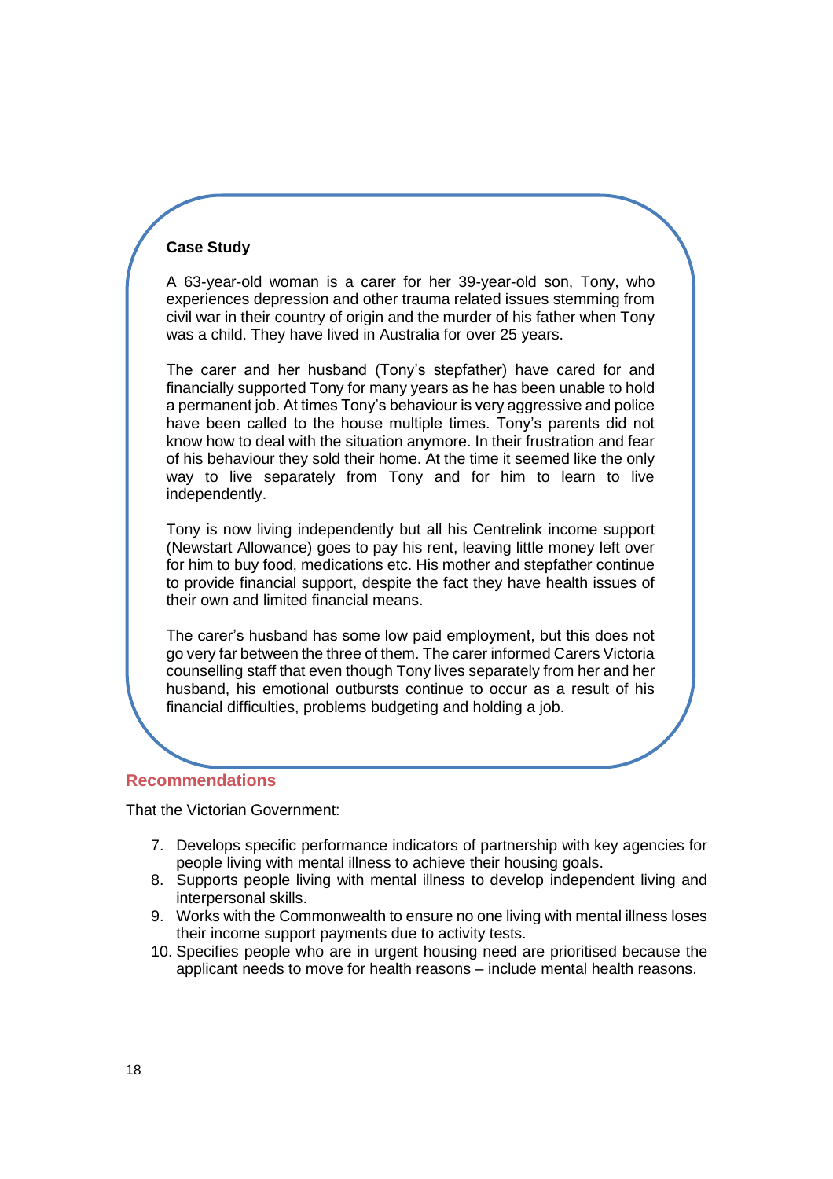**Case Study**

A 63-year-old woman is a carer for her 39-year-old son, Tony, who experiences depression and other trauma related issues stemming from civil war in their country of origin and the murder of his father when Tony was a child. They have lived in Australia for over 25 years.

The carer and her husband (Tony's stepfather) have cared for and financially supported Tony for many years as he has been unable to hold a permanent job. At times Tony's behaviour is very aggressive and police have been called to the house multiple times. Tony's parents did not know how to deal with the situation anymore. In their frustration and fear of his behaviour they sold their home. At the time it seemed like the only way to live separately from Tony and for him to learn to live independently.

Tony is now living independently but all his Centrelink income support (Newstart Allowance) goes to pay his rent, leaving little money left over for him to buy food, medications etc. His mother and stepfather continue to provide financial support, despite the fact they have health issues of their own and limited financial means.

The carer's husband has some low paid employment, but this does not go very far between the three of them. The carer informed Carers Victoria counselling staff that even though Tony lives separately from her and her husband, his emotional outbursts continue to occur as a result of his financial difficulties, problems budgeting and holding a job.

## Recommendations

That the Victorian Government:

7. Develops specific performance indicators of partnership with key agencies for people living with mental illness to achieve their housing goals.
8. Supports people living with mental illness to develop independent living and interpersonal skills.
9. Works with the Commonwealth to ensure no one living with mental illness loses their income support payments due to activity tests.
10. Specifies people who are in urgent housing need are prioritised because the applicant needs to move for health reasons – include mental health reasons.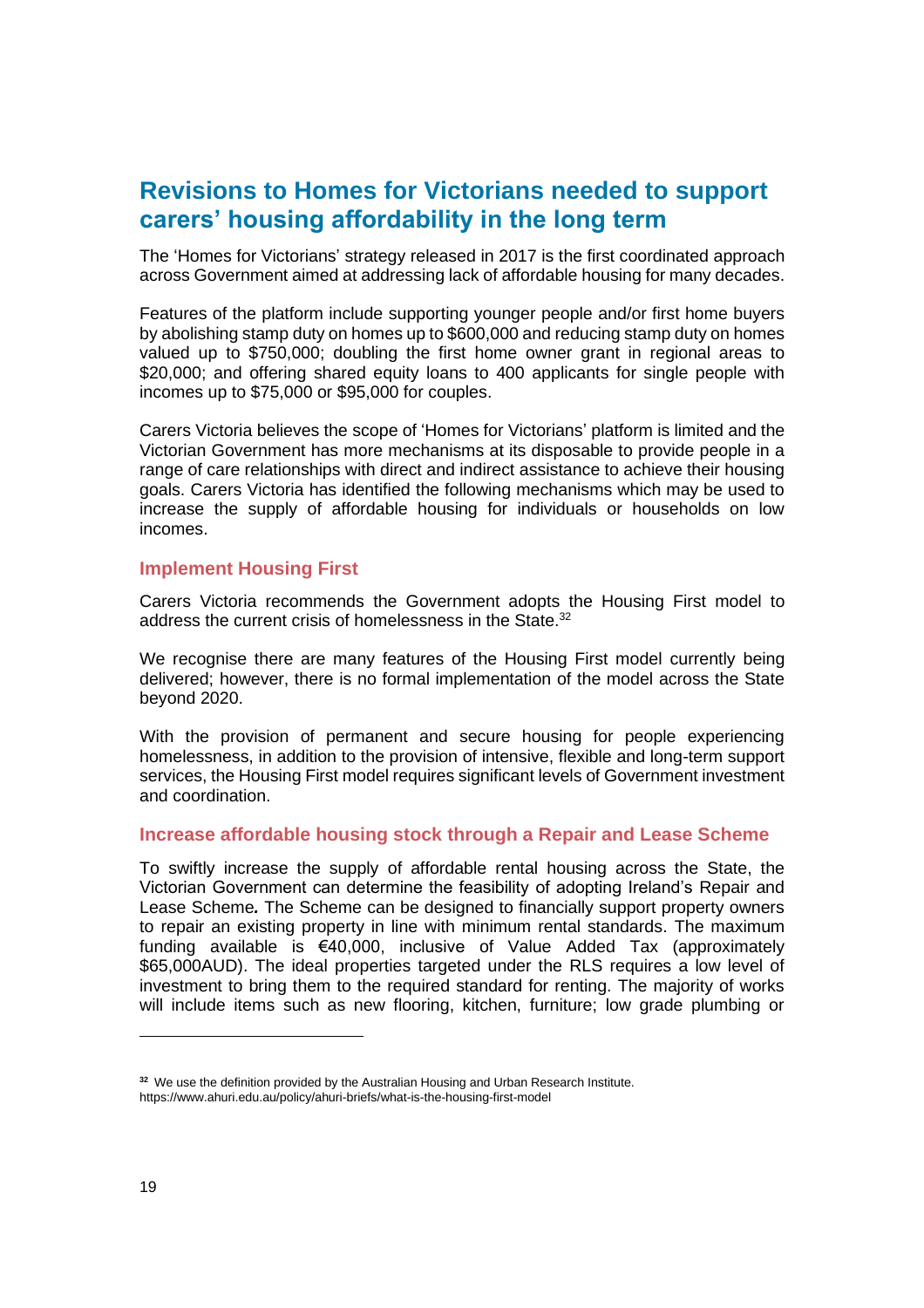## Revisions to Homes for Victorians needed to support carers' housing affordability in the long term

The 'Homes for Victorians' strategy released in 2017 is the first coordinated approach across Government aimed at addressing lack of affordable housing for many decades.

Features of the platform include supporting younger people and/or first home buyers by abolishing stamp duty on homes up to $600,000 and reducing stamp duty on homes valued up to $750,000; doubling the first home owner grant in regional areas to $20,000; and offering shared equity loans to 400 applicants for single people with incomes up to $75,000 or $95,000 for couples.

Carers Victoria believes the scope of 'Homes for Victorians' platform is limited and the Victorian Government has more mechanisms at its disposable to provide people in a range of care relationships with direct and indirect assistance to achieve their housing goals. Carers Victoria has identified the following mechanisms which may be used to increase the supply of affordable housing for individuals or households on low incomes.

### Implement Housing First

Carers Victoria recommends the Government adopts the Housing First model to address the current crisis of homelessness in the State.[32]

We recognise there are many features of the Housing First model currently being delivered; however, there is no formal implementation of the model across the State beyond 2020.

With the provision of permanent and secure housing for people experiencing homelessness, in addition to the provision of intensive, flexible and long-term support services, the Housing First model requires significant levels of Government investment and coordination.

### Increase affordable housing stock through a Repair and Lease Scheme

To swiftly increase the supply of affordable rental housing across the State, the Victorian Government can determine the feasibility of adopting Ireland's Repair and Lease Scheme**.** The Scheme can be designed to financially support property owners to repair an existing property in line with minimum rental standards. The maximum funding available is €40,000, inclusive of Value Added Tax (approximately $65,000AUD). The ideal properties targeted under the RLS requires a low level of investment to bring them to the required standard for renting. The majority of works will include items such as new flooring, kitchen, furniture; low grade plumbing or

---

[32] We use the definition provided by the Australian Housing and Urban Research Institute. https://www.ahuri.edu.au/policy/ahuri-briefs/what-is-the-housing-first-model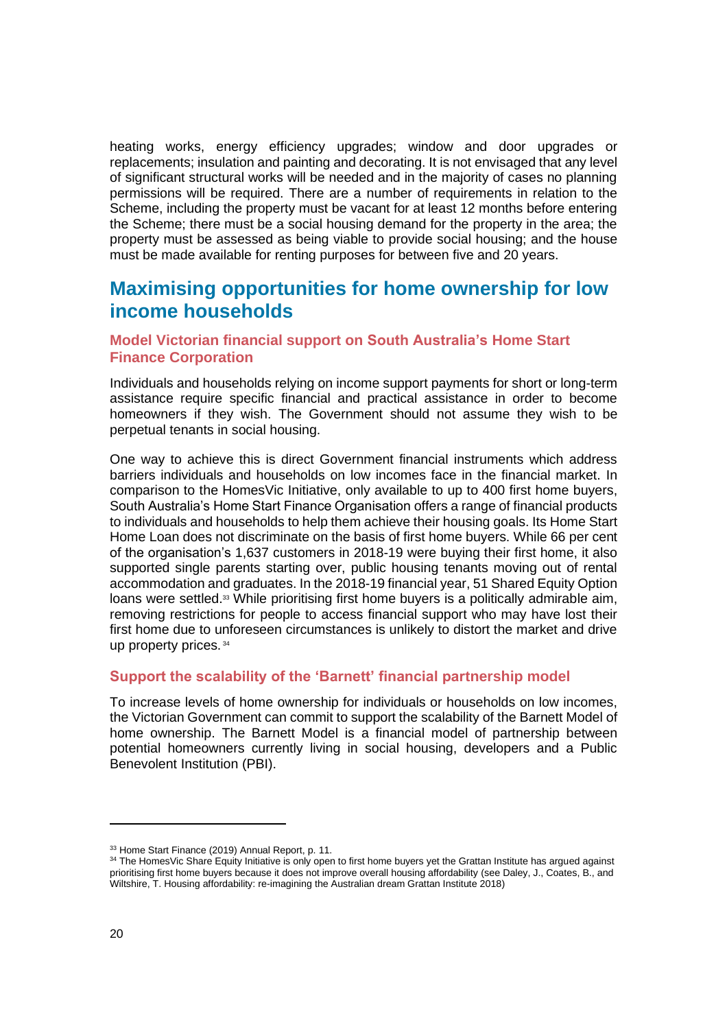heating works, energy efficiency upgrades; window and door upgrades or replacements; insulation and painting and decorating. It is not envisaged that any level of significant structural works will be needed and in the majority of cases no planning permissions will be required. There are a number of requirements in relation to the Scheme, including the property must be vacant for at least 12 months before entering the Scheme; there must be a social housing demand for the property in the area; the property must be assessed as being viable to provide social housing; and the house must be made available for renting purposes for between five and 20 years.

## Maximising opportunities for home ownership for low income households

### Model Victorian financial support on South Australia's Home Start Finance Corporation

Individuals and households relying on income support payments for short or long-term assistance require specific financial and practical assistance in order to become homeowners if they wish. The Government should not assume they wish to be perpetual tenants in social housing.

One way to achieve this is direct Government financial instruments which address barriers individuals and households on low incomes face in the financial market. In comparison to the HomesVic Initiative, only available to up to 400 first home buyers, South Australia's Home Start Finance Organisation offers a range of financial products to individuals and households to help them achieve their housing goals. Its Home Start Home Loan does not discriminate on the basis of first home buyers. While 66 per cent of the organisation's 1,637 customers in 2018-19 were buying their first home, it also supported single parents starting over, public housing tenants moving out of rental accommodation and graduates. In the 2018-19 financial year, 51 Shared Equity Option loans were settled.[33] While prioritising first home buyers is a politically admirable aim, removing restrictions for people to access financial support who may have lost their first home due to unforeseen circumstances is unlikely to distort the market and drive up property prices.[34]

### Support the scalability of the 'Barnett' financial partnership model

To increase levels of home ownership for individuals or households on low incomes, the Victorian Government can commit to support the scalability of the Barnett Model of home ownership. The Barnett Model is a financial model of partnership between potential homeowners currently living in social housing, developers and a Public Benevolent Institution (PBI).

---

[33] Home Start Finance (2019) Annual Report, p. 11.

[34] The HomesVic Share Equity Initiative is only open to first home buyers yet the Grattan Institute has argued against prioritising first home buyers because it does not improve overall housing affordability (see Daley, J., Coates, B., and Wiltshire, T. Housing affordability: re-imagining the Australian dream Grattan Institute 2018)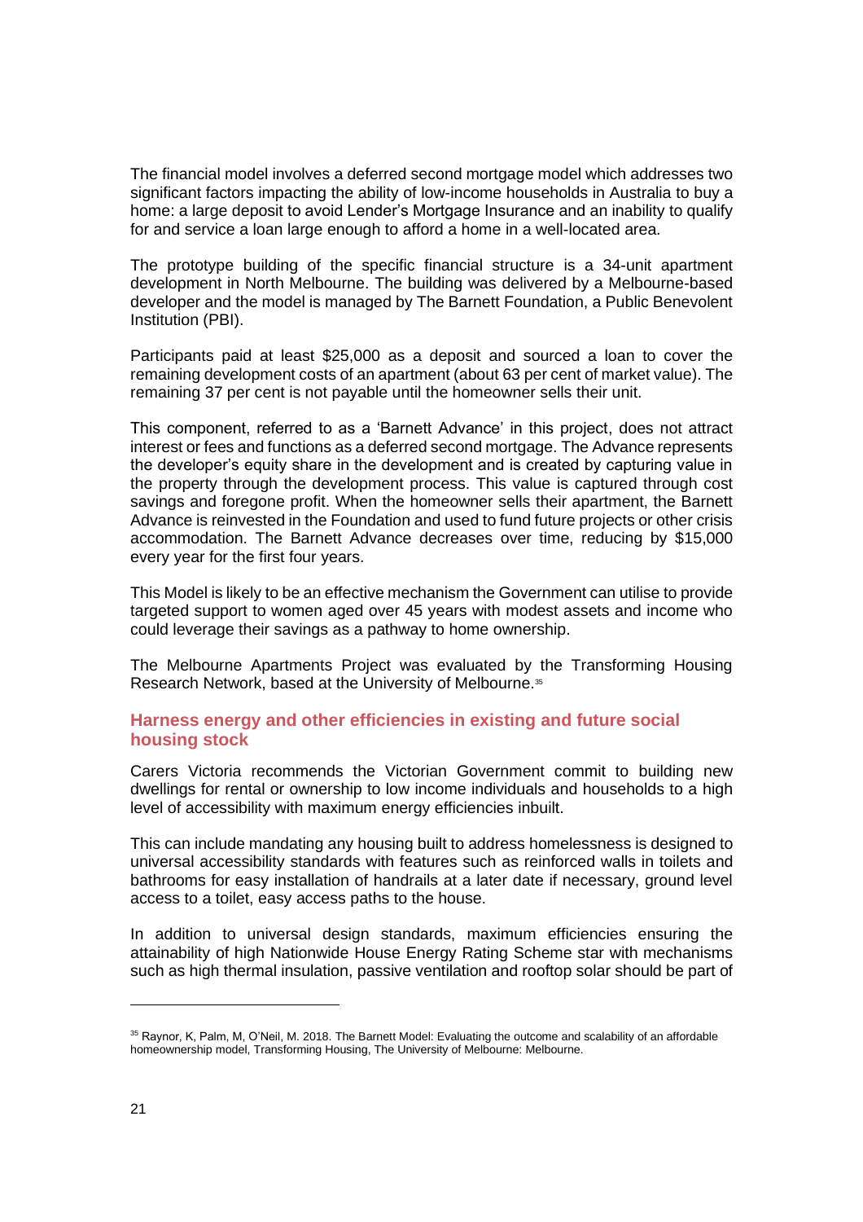The financial model involves a deferred second mortgage model which addresses two significant factors impacting the ability of low-income households in Australia to buy a home: a large deposit to avoid Lender's Mortgage Insurance and an inability to qualify for and service a loan large enough to afford a home in a well-located area.

The prototype building of the specific financial structure is a 34-unit apartment development in North Melbourne. The building was delivered by a Melbourne-based developer and the model is managed by The Barnett Foundation, a Public Benevolent Institution (PBI).

Participants paid at least $25,000 as a deposit and sourced a loan to cover the remaining development costs of an apartment (about 63 per cent of market value). The remaining 37 per cent is not payable until the homeowner sells their unit.

This component, referred to as a 'Barnett Advance' in this project, does not attract interest or fees and functions as a deferred second mortgage. The Advance represents the developer's equity share in the development and is created by capturing value in the property through the development process. This value is captured through cost savings and foregone profit. When the homeowner sells their apartment, the Barnett Advance is reinvested in the Foundation and used to fund future projects or other crisis accommodation. The Barnett Advance decreases over time, reducing by $15,000 every year for the first four years.

This Model is likely to be an effective mechanism the Government can utilise to provide targeted support to women aged over 45 years with modest assets and income who could leverage their savings as a pathway to home ownership.

The Melbourne Apartments Project was evaluated by the Transforming Housing Research Network, based at the University of Melbourne.[35]

### Harness energy and other efficiencies in existing and future social housing stock

Carers Victoria recommends the Victorian Government commit to building new dwellings for rental or ownership to low income individuals and households to a high level of accessibility with maximum energy efficiencies inbuilt.

This can include mandating any housing built to address homelessness is designed to universal accessibility standards with features such as reinforced walls in toilets and bathrooms for easy installation of handrails at a later date if necessary, ground level access to a toilet, easy access paths to the house.

In addition to universal design standards, maximum efficiencies ensuring the attainability of high Nationwide House Energy Rating Scheme star with mechanisms such as high thermal insulation, passive ventilation and rooftop solar should be part of

---

[35] Raynor, K, Palm, M, O'Neil, M. 2018. The Barnett Model: Evaluating the outcome and scalability of an affordable homeownership model, Transforming Housing, The University of Melbourne: Melbourne.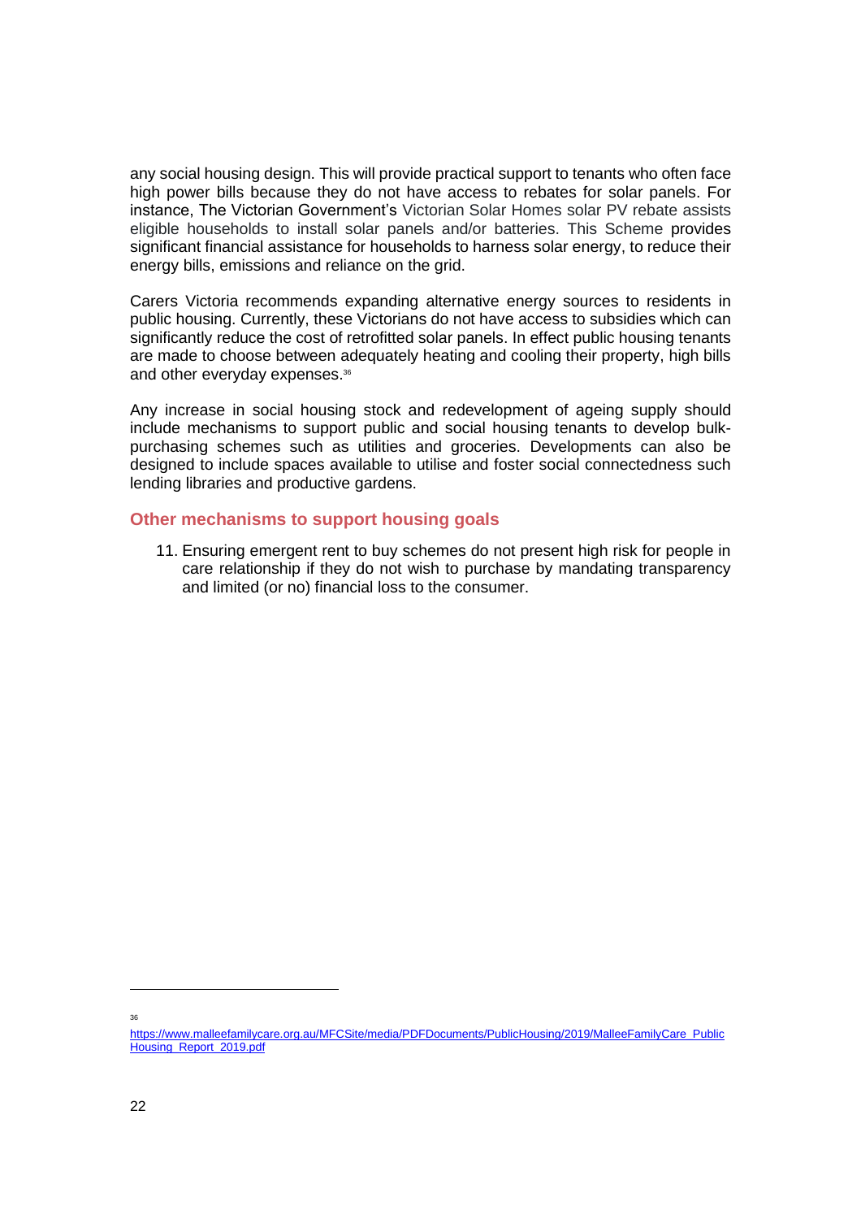any social housing design. This will provide practical support to tenants who often face high power bills because they do not have access to rebates for solar panels. For instance, The Victorian Government's Victorian Solar Homes solar PV rebate assists eligible households to install solar panels and/or batteries. This Scheme provides significant financial assistance for households to harness solar energy, to reduce their energy bills, emissions and reliance on the grid.

Carers Victoria recommends expanding alternative energy sources to residents in public housing. Currently, these Victorians do not have access to subsidies which can significantly reduce the cost of retrofitted solar panels. In effect public housing tenants are made to choose between adequately heating and cooling their property, high bills and other everyday expenses.[36]

Any increase in social housing stock and redevelopment of ageing supply should include mechanisms to support public and social housing tenants to develop bulk-purchasing schemes such as utilities and groceries. Developments can also be designed to include spaces available to utilise and foster social connectedness such lending libraries and productive gardens.

## Other mechanisms to support housing goals

11. Ensuring emergent rent to buy schemes do not present high risk for people in care relationship if they do not wish to purchase by mandating transparency and limited (or no) financial loss to the consumer.

---

[36] https://www.malleefamilycare.org.au/MFCSite/media/PDFDocuments/PublicHousing/2019/MalleeFamilyCare_Public_Housing_Report_2019.pdf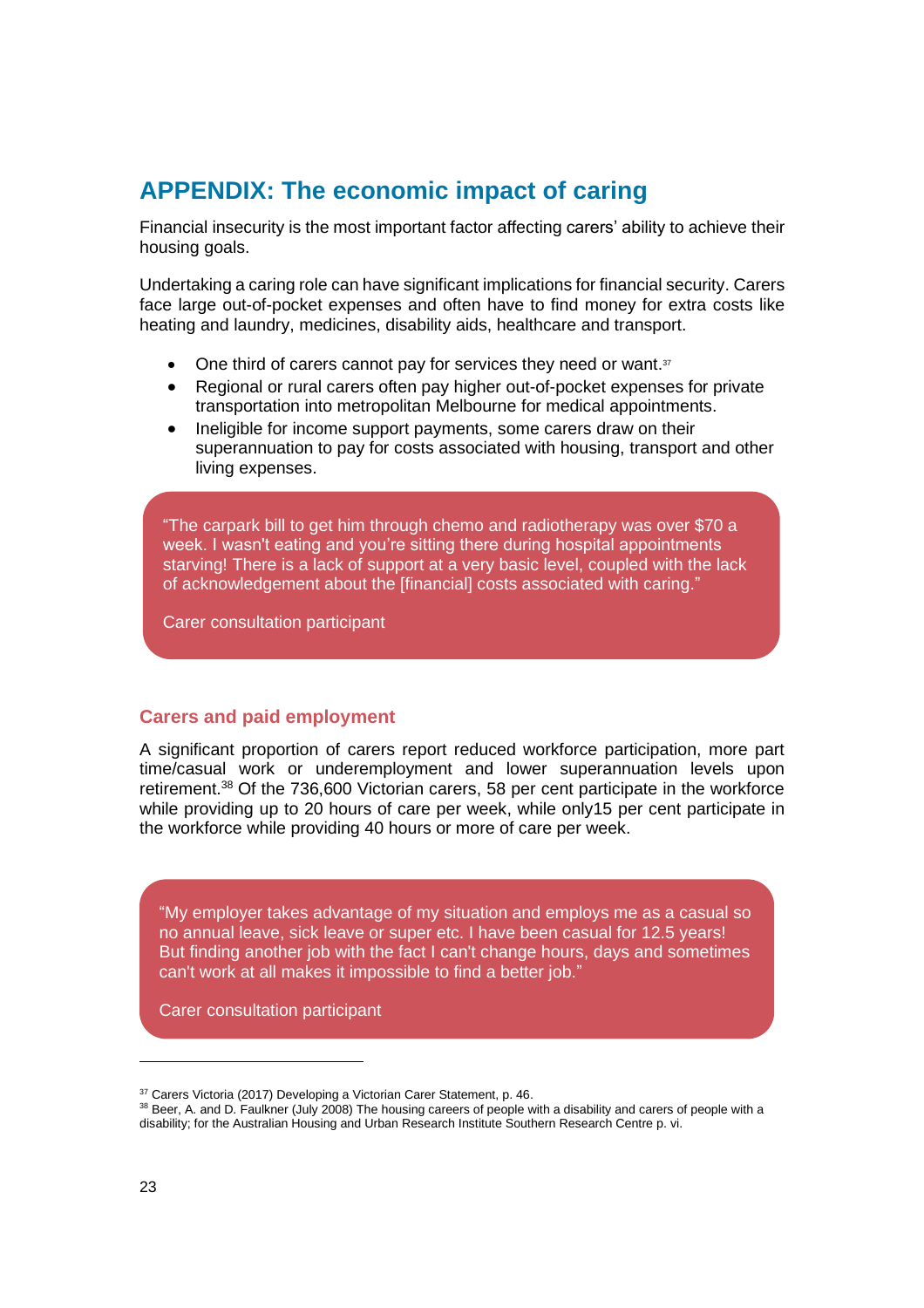## APPENDIX: The economic impact of caring

Financial insecurity is the most important factor affecting carers' ability to achieve their housing goals.

Undertaking a caring role can have significant implications for financial security. Carers face large out-of-pocket expenses and often have to find money for extra costs like heating and laundry, medicines, disability aids, healthcare and transport.

- One third of carers cannot pay for services they need or want.[37]
- Regional or rural carers often pay higher out-of-pocket expenses for private transportation into metropolitan Melbourne for medical appointments.
- Ineligible for income support payments, some carers draw on their superannuation to pay for costs associated with housing, transport and other living expenses.

> "The carpark bill to get him through chemo and radiotherapy was over $70 a week. I wasn't eating and you're sitting there during hospital appointments starving! There is a lack of support at a very basic level, coupled with the lack of acknowledgement about the [financial] costs associated with caring."
>
> Carer consultation participant

### Carers and paid employment

A significant proportion of carers report reduced workforce participation, more part time/casual work or underemployment and lower superannuation levels upon retirement.[38] Of the 736,600 Victorian carers, 58 per cent participate in the workforce while providing up to 20 hours of care per week, while only15 per cent participate in the workforce while providing 40 hours or more of care per week.

> "My employer takes advantage of my situation and employs me as a casual so no annual leave, sick leave or super etc. I have been casual for 12.5 years! But finding another job with the fact I can't change hours, days and sometimes can't work at all makes it impossible to find a better job."
>
> Carer consultation participant

---

[37] Carers Victoria (2017) Developing a Victorian Carer Statement, p. 46.

[38] Beer, A. and D. Faulkner (July 2008) The housing careers of people with a disability and carers of people with a disability; for the Australian Housing and Urban Research Institute Southern Research Centre p. vi.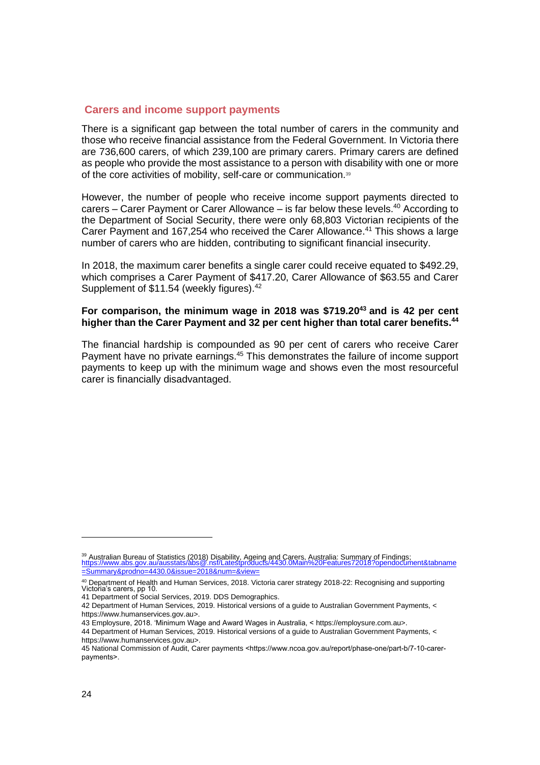## Carers and income support payments

There is a significant gap between the total number of carers in the community and those who receive financial assistance from the Federal Government. In Victoria there are 736,600 carers, of which 239,100 are primary carers. Primary carers are defined as people who provide the most assistance to a person with disability with one or more of the core activities of mobility, self-care or communication.[39]

However, the number of people who receive income support payments directed to carers – Carer Payment or Carer Allowance – is far below these levels.[40] According to the Department of Social Security, there were only 68,803 Victorian recipients of the Carer Payment and 167,254 who received the Carer Allowance.[41] This shows a large number of carers who are hidden, contributing to significant financial insecurity.

In 2018, the maximum carer benefits a single carer could receive equated to $492.29, which comprises a Carer Payment of $417.20, Carer Allowance of $63.55 and Carer Supplement of $11.54 (weekly figures).[42]

**For comparison, the minimum wage in 2018 was $719.20[43] and is 42 per cent higher than the Carer Payment and 32 per cent higher than total carer benefits.[44]**

The financial hardship is compounded as 90 per cent of carers who receive Carer Payment have no private earnings.[45] This demonstrates the failure of income support payments to keep up with the minimum wage and shows even the most resourceful carer is financially disadvantaged.

---

[39] Australian Bureau of Statistics (2018) Disability, Ageing and Carers, Australia: Summary of Findings; https://www.abs.gov.au/ausstats/abs@.nsf/Latestproducts/4430.0Main%20Features72018?opendocument&tabname=Summary&prodno=4430.0&issue=2018&num=&view=

[40] Department of Health and Human Services, 2018. Victoria carer strategy 2018-22: Recognising and supporting Victoria's carers, pp 10.

41 Department of Social Services, 2019. DDS Demographics.

42 Department of Human Services, 2019. Historical versions of a guide to Australian Government Payments, < https://www.humanservices.gov.au>.

43 Employsure, 2018. 'Minimum Wage and Award Wages in Australia, < https://employsure.com.au>.

44 Department of Human Services, 2019. Historical versions of a guide to Australian Government Payments, < https://www.humanservices.gov.au>.

45 National Commission of Audit, Carer payments <https://www.ncoa.gov.au/report/phase-one/part-b/7-10-carer-payments>.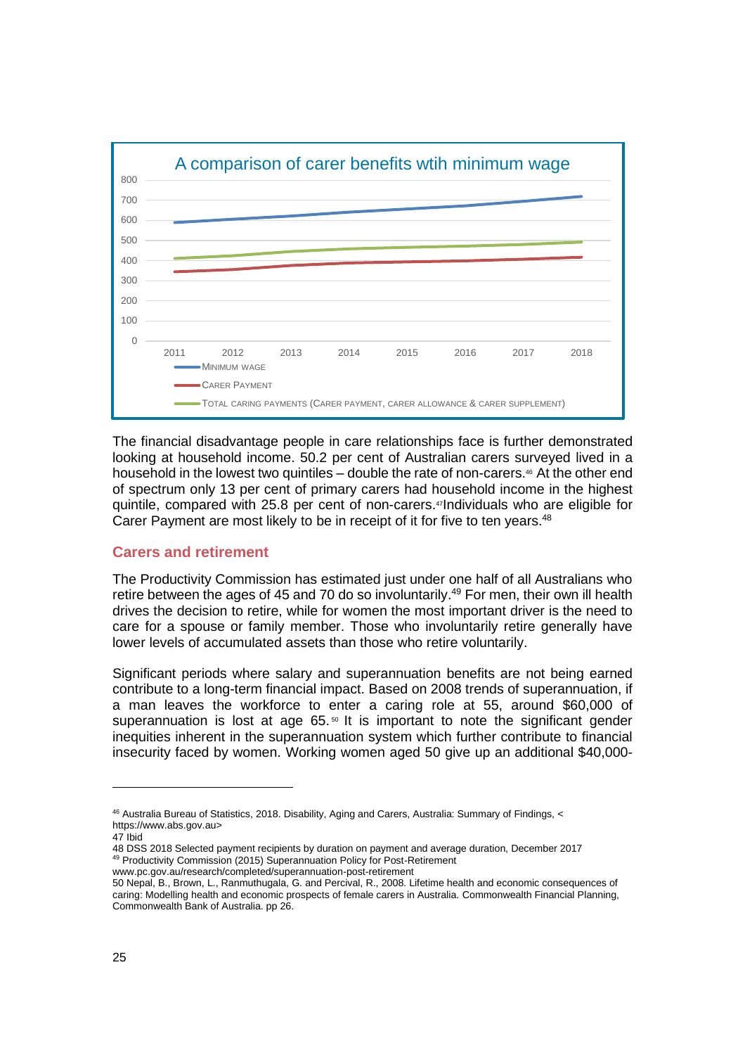A comparison of carer benefits wtih minimum wage

The financial disadvantage people in care relationships face is further demonstrated looking at household income. 50.2 per cent of Australian carers surveyed lived in a household in the lowest two quintiles – double the rate of non-carers.[46] At the other end of spectrum only 13 per cent of primary carers had household income in the highest quintile, compared with 25.8 per cent of non-carers.[47] Individuals who are eligible for Carer Payment are most likely to be in receipt of it for five to ten years.[48]

## Carers and retirement

The Productivity Commission has estimated just under one half of all Australians who retire between the ages of 45 and 70 do so involuntarily.[49] For men, their own ill health drives the decision to retire, while for women the most important driver is the need to care for a spouse or family member. Those who involuntarily retire generally have lower levels of accumulated assets than those who retire voluntarily.

Significant periods where salary and superannuation benefits are not being earned contribute to a long-term financial impact. Based on 2008 trends of superannuation, if a man leaves the workforce to enter a caring role at 55, around $60,000 of superannuation is lost at age 65.[50] It is important to note the significant gender inequities inherent in the superannuation system which further contribute to financial insecurity faced by women. Working women aged 50 give up an additional $40,000-

---

[46] Australia Bureau of Statistics, 2018. Disability, Aging and Carers, Australia: Summary of Findings, < https://www.abs.gov.au>

47 Ibid

48 DSS 2018 Selected payment recipients by duration on payment and average duration, December 2017

[49] Productivity Commission (2015) Superannuation Policy for Post-Retirement www.pc.gov.au/research/completed/superannuation-post-retirement

50 Nepal, B., Brown, L., Ranmuthugala, G. and Percival, R., 2008. Lifetime health and economic consequences of caring: Modelling health and economic prospects of female carers in Australia. Commonwealth Financial Planning, Commonwealth Bank of Australia. pp 26.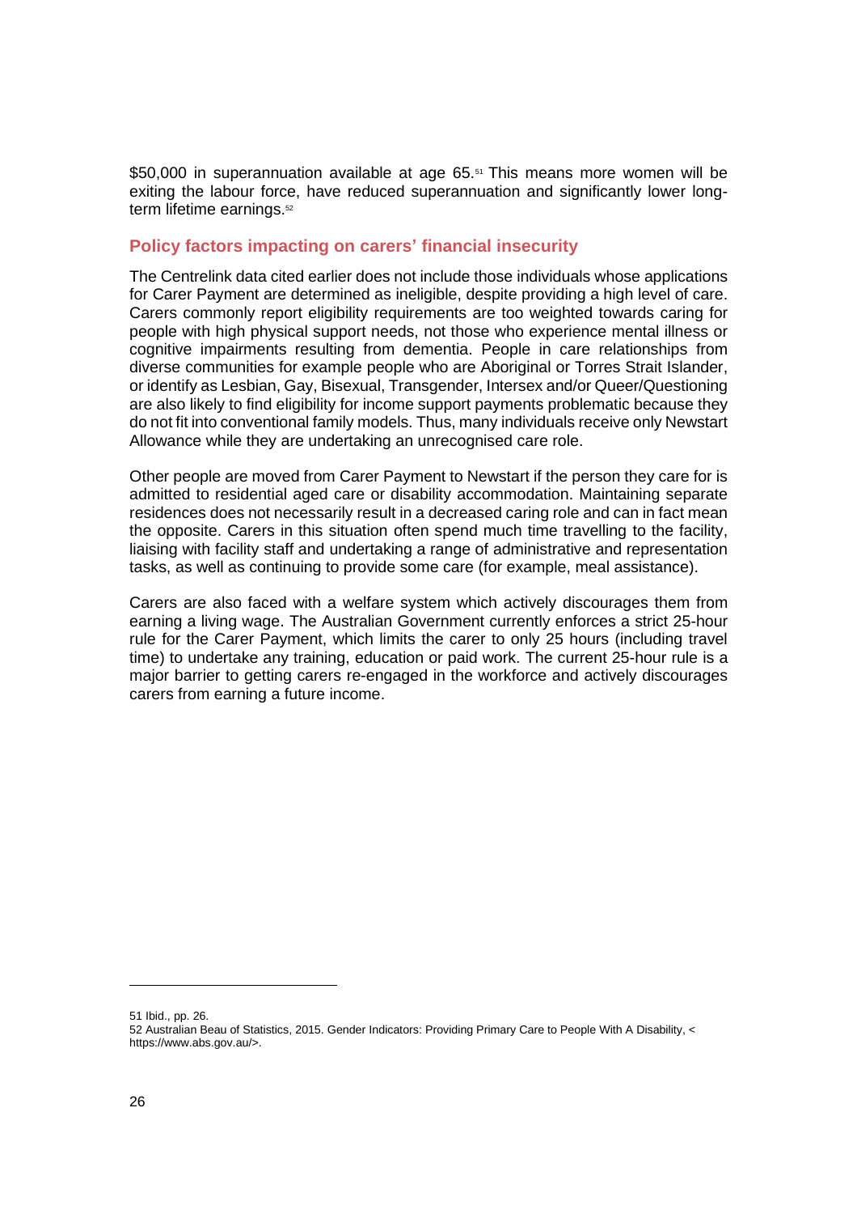$50,000 in superannuation available at age 65.[51] This means more women will be exiting the labour force, have reduced superannuation and significantly lower long-term lifetime earnings.[52]

## Policy factors impacting on carers' financial insecurity

The Centrelink data cited earlier does not include those individuals whose applications for Carer Payment are determined as ineligible, despite providing a high level of care. Carers commonly report eligibility requirements are too weighted towards caring for people with high physical support needs, not those who experience mental illness or cognitive impairments resulting from dementia. People in care relationships from diverse communities for example people who are Aboriginal or Torres Strait Islander, or identify as Lesbian, Gay, Bisexual, Transgender, Intersex and/or Queer/Questioning are also likely to find eligibility for income support payments problematic because they do not fit into conventional family models. Thus, many individuals receive only Newstart Allowance while they are undertaking an unrecognised care role.

Other people are moved from Carer Payment to Newstart if the person they care for is admitted to residential aged care or disability accommodation. Maintaining separate residences does not necessarily result in a decreased caring role and can in fact mean the opposite. Carers in this situation often spend much time travelling to the facility, liaising with facility staff and undertaking a range of administrative and representation tasks, as well as continuing to provide some care (for example, meal assistance).

Carers are also faced with a welfare system which actively discourages them from earning a living wage. The Australian Government currently enforces a strict 25-hour rule for the Carer Payment, which limits the carer to only 25 hours (including travel time) to undertake any training, education or paid work. The current 25-hour rule is a major barrier to getting carers re-engaged in the workforce and actively discourages carers from earning a future income.

---

51 Ibid., pp. 26.

52 Australian Beau of Statistics, 2015. Gender Indicators: Providing Primary Care to People With A Disability, < https://www.abs.gov.au/>.